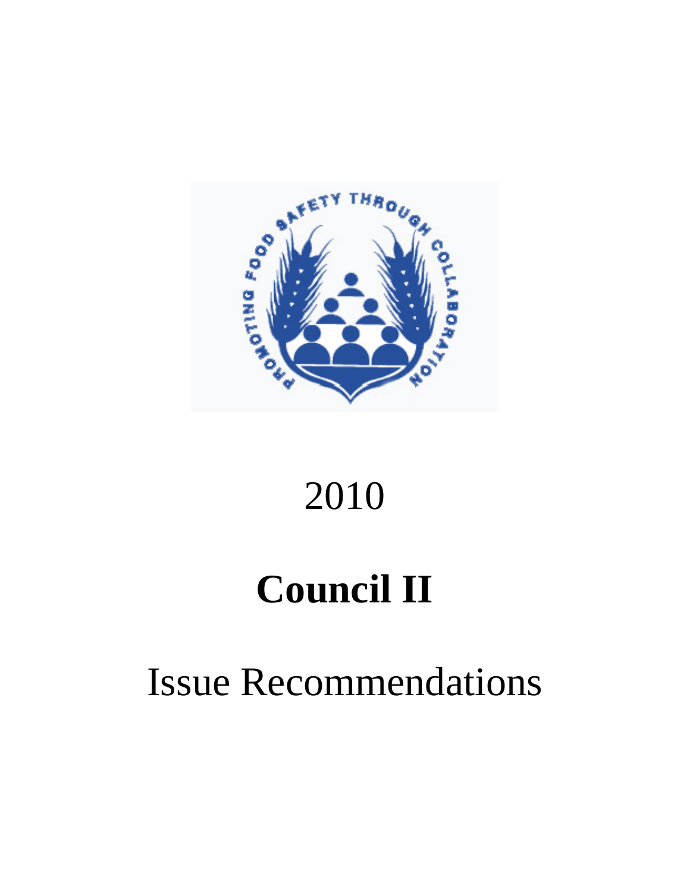2010

# Council II

Issue Recommendations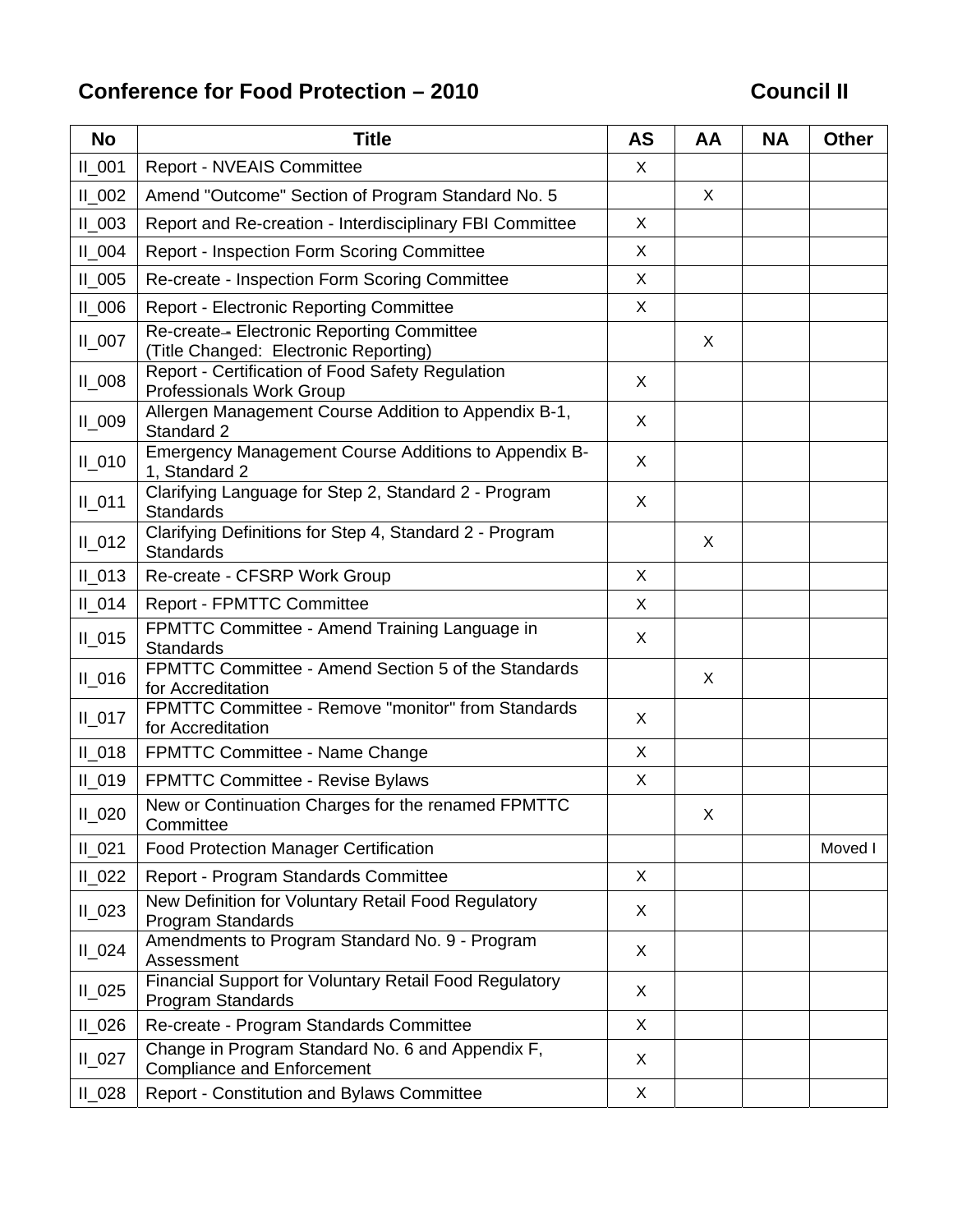## Conference for Food Protection – 2010 Council II

| No | Title | AS | AA | NA | Other |
|---|---|---|---|---|---|
| II_001 | Report - NVEAIS Committee | X | | | |
| II_002 | Amend "Outcome" Section of Program Standard No. 5 | | X | | |
| II_003 | Report and Re-creation - Interdisciplinary FBI Committee | X | | | |
| II_004 | Report - Inspection Form Scoring Committee | X | | | |
| II_005 | Re-create - Inspection Form Scoring Committee | X | | | |
| II_006 | Report - Electronic Reporting Committee | X | | | |
| II_007 | Re-create - Electronic Reporting Committee (Title Changed: Electronic Reporting) | | X | | |
| II_008 | Report - Certification of Food Safety Regulation Professionals Work Group | X | | | |
| II_009 | Allergen Management Course Addition to Appendix B-1, Standard 2 | X | | | |
| II_010 | Emergency Management Course Additions to Appendix B-1, Standard 2 | X | | | |
| II_011 | Clarifying Language for Step 2, Standard 2 - Program Standards | X | | | |
| II_012 | Clarifying Definitions for Step 4, Standard 2 - Program Standards | | X | | |
| II_013 | Re-create - CFSRP Work Group | X | | | |
| II_014 | Report - FPMTTC Committee | X | | | |
| II_015 | FPMTTC Committee - Amend Training Language in Standards | X | | | |
| II_016 | FPMTTC Committee - Amend Section 5 of the Standards for Accreditation | | X | | |
| II_017 | FPMTTC Committee - Remove "monitor" from Standards for Accreditation | X | | | |
| II_018 | FPMTTC Committee - Name Change | X | | | |
| II_019 | FPMTTC Committee - Revise Bylaws | X | | | |
| II_020 | New or Continuation Charges for the renamed FPMTTC Committee | | X | | |
| II_021 | Food Protection Manager Certification | | | | Moved I |
| II_022 | Report - Program Standards Committee | X | | | |
| II_023 | New Definition for Voluntary Retail Food Regulatory Program Standards | X | | | |
| II_024 | Amendments to Program Standard No. 9 - Program Assessment | X | | | |
| II_025 | Financial Support for Voluntary Retail Food Regulatory Program Standards | X | | | |
| II_026 | Re-create - Program Standards Committee | X | | | |
| II_027 | Change in Program Standard No. 6 and Appendix F, Compliance and Enforcement | X | | | |
| II_028 | Report - Constitution and Bylaws Committee | X | | | |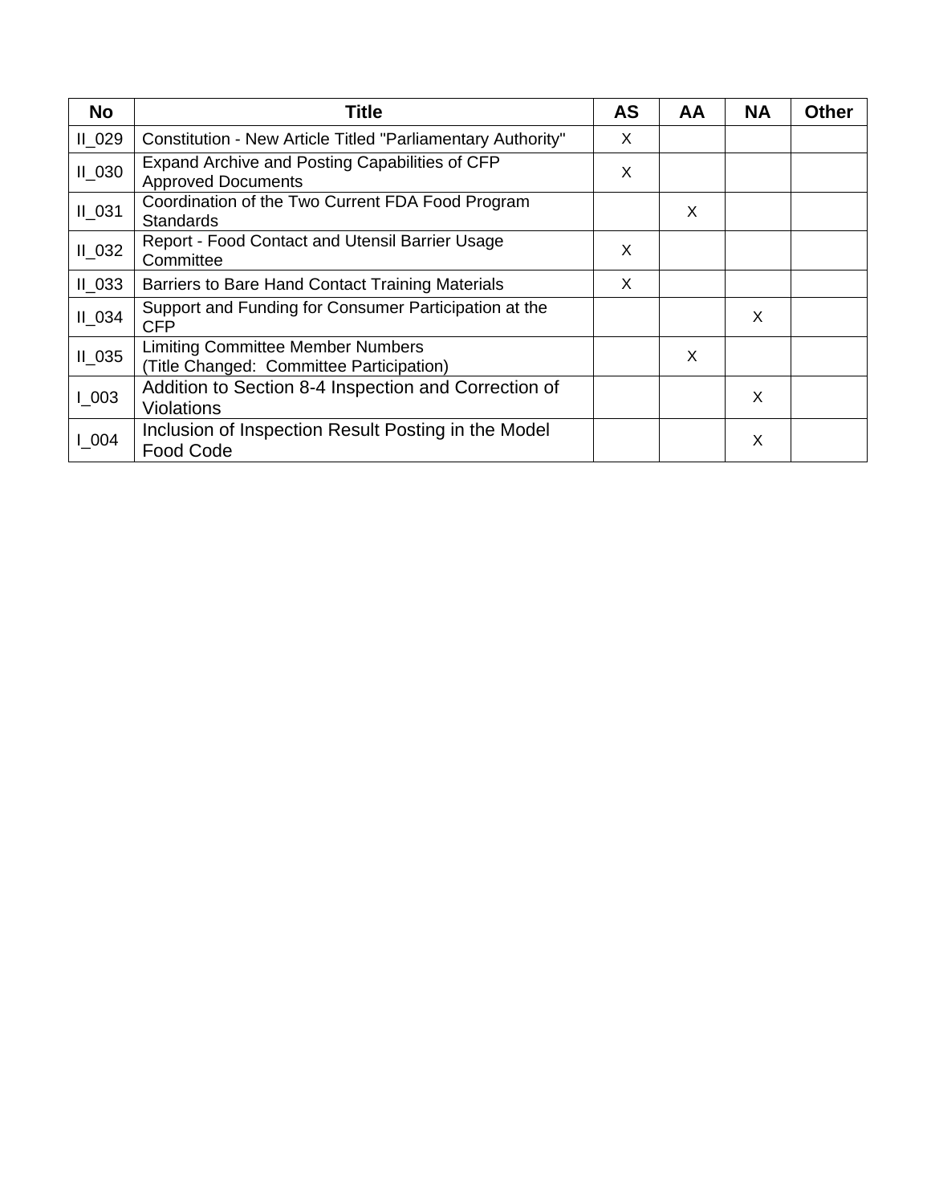| No | Title | AS | AA | NA | Other |
|---|---|---|---|---|---|
| II_029 | Constitution - New Article Titled "Parliamentary Authority" | X | | | |
| II_030 | Expand Archive and Posting Capabilities of CFP Approved Documents | X | | | |
| II_031 | Coordination of the Two Current FDA Food Program Standards | | X | | |
| II_032 | Report - Food Contact and Utensil Barrier Usage Committee | X | | | |
| II_033 | Barriers to Bare Hand Contact Training Materials | X | | | |
| II_034 | Support and Funding for Consumer Participation at the CFP | | | X | |
| II_035 | Limiting Committee Member Numbers<br>(Title Changed: Committee Participation) | | X | | |
| I_003 | Addition to Section 8-4 Inspection and Correction of Violations | | | X | |
| I_004 | Inclusion of Inspection Result Posting in the Model Food Code | | | X | |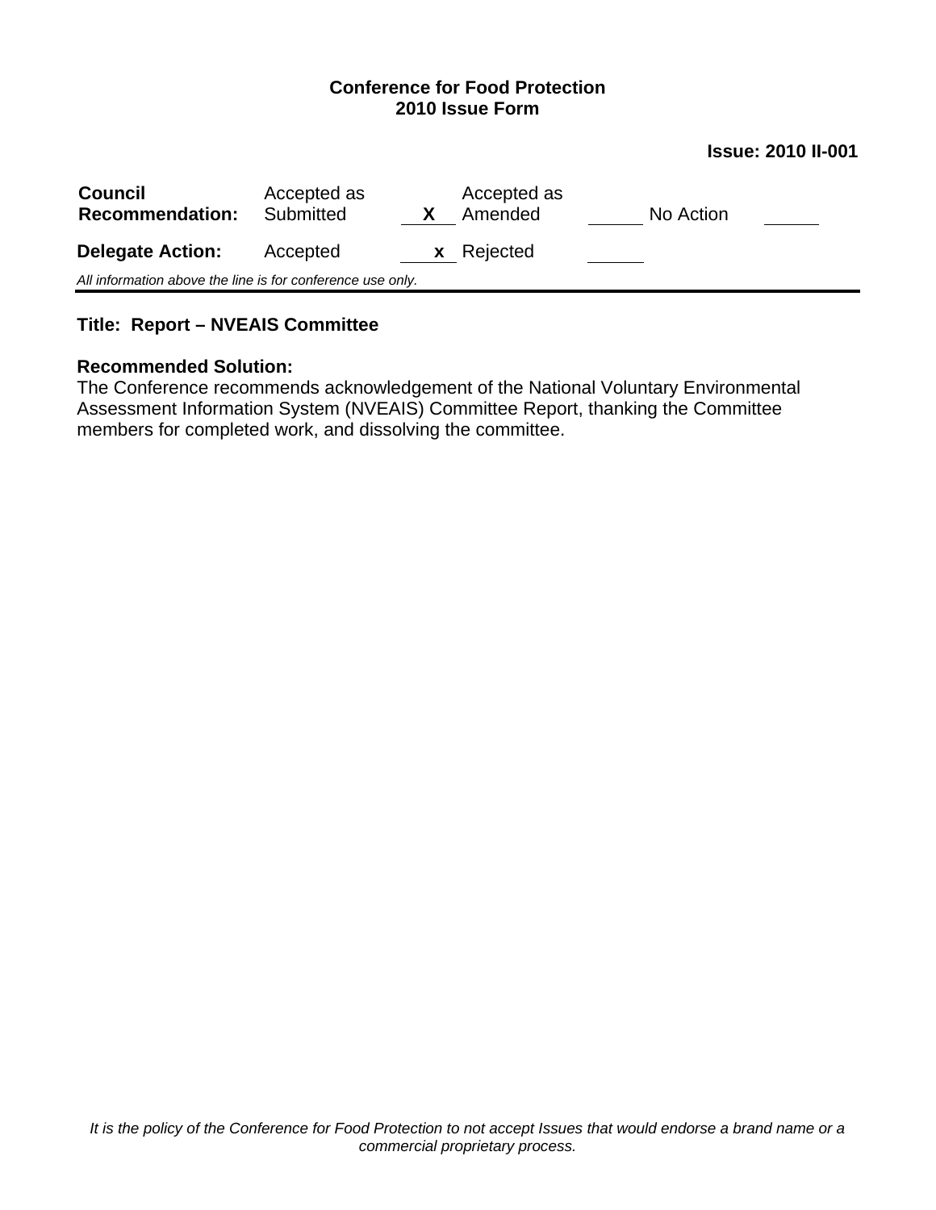**Conference for Food Protection**
**2010 Issue Form**

**Issue: 2010 II-001**

| **Council Recommendation:** | Accepted as Submitted | X | Accepted as Amended | | No Action | |
|---|---|---|---|---|---|---|
| **Delegate Action:** | Accepted | x | Rejected | | | |

*All information above the line is for conference use only.*

---

**Title: Report – NVEAIS Committee**

**Recommended Solution:**
The Conference recommends acknowledgement of the National Voluntary Environmental Assessment Information System (NVEAIS) Committee Report, thanking the Committee members for completed work, and dissolving the committee.

*It is the policy of the Conference for Food Protection to not accept Issues that would endorse a brand name or a commercial proprietary process.*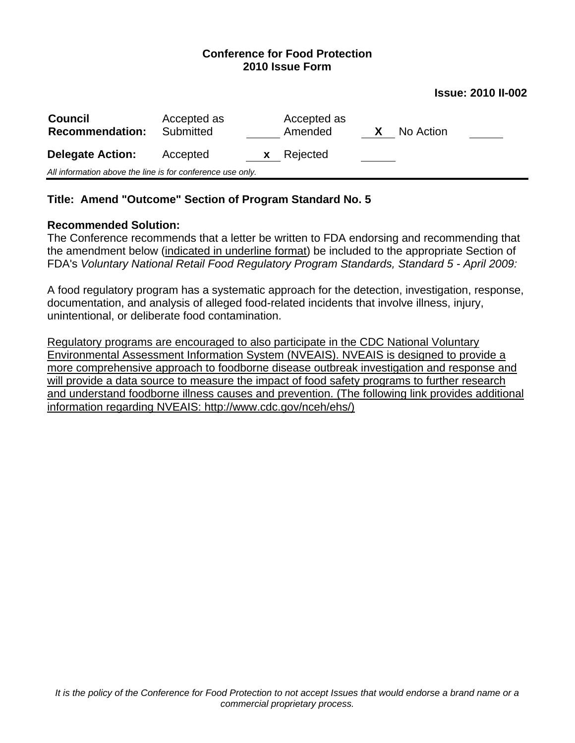**Conference for Food Protection**
**2010 Issue Form**

**Issue: 2010 II-002**

| **Council Recommendation:** | Accepted as Submitted | ____ | Accepted as Amended | **X** | No Action | ____ |
|---|---|---|---|---|---|---|
| **Delegate Action:** | Accepted | **x** | Rejected | ____ | | |

*All information above the line is for conference use only.*

---

**Title: Amend "Outcome" Section of Program Standard No. 5**

**Recommended Solution:**
The Conference recommends that a letter be written to FDA endorsing and recommending that the amendment below (<u>indicated in underline format</u>) be included to the appropriate Section of FDA's *Voluntary National Retail Food Regulatory Program Standards, Standard 5 - April 2009:*

A food regulatory program has a systematic approach for the detection, investigation, response, documentation, and analysis of alleged food-related incidents that involve illness, injury, unintentional, or deliberate food contamination.

<u>Regulatory programs are encouraged to also participate in the CDC National Voluntary Environmental Assessment Information System (NVEAIS). NVEAIS is designed to provide a more comprehensive approach to foodborne disease outbreak investigation and response and will provide a data source to measure the impact of food safety programs to further research and understand foodborne illness causes and prevention. (The following link provides additional information regarding NVEAIS: http://www.cdc.gov/nceh/ehs/)</u>

*It is the policy of the Conference for Food Protection to not accept Issues that would endorse a brand name or a commercial proprietary process.*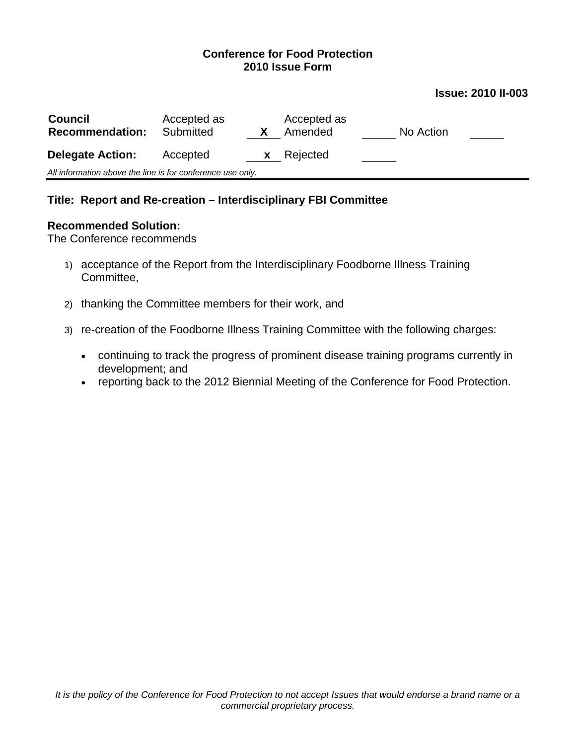**Conference for Food Protection**
**2010 Issue Form**

**Issue: 2010 II-003**

| **Council Recommendation:** | Accepted as Submitted | X | Accepted as Amended | | No Action | |
|---|---|---|---|---|---|---|
| **Delegate Action:** | Accepted | x | Rejected | | | |

*All information above the line is for conference use only.*

---

**Title: Report and Re-creation – Interdisciplinary FBI Committee**

**Recommended Solution:**

The Conference recommends

1) acceptance of the Report from the Interdisciplinary Foodborne Illness Training Committee,

2) thanking the Committee members for their work, and

3) re-creation of the Foodborne Illness Training Committee with the following charges:

   - continuing to track the progress of prominent disease training programs currently in development; and
   - reporting back to the 2012 Biennial Meeting of the Conference for Food Protection.

*It is the policy of the Conference for Food Protection to not accept Issues that would endorse a brand name or a commercial proprietary process.*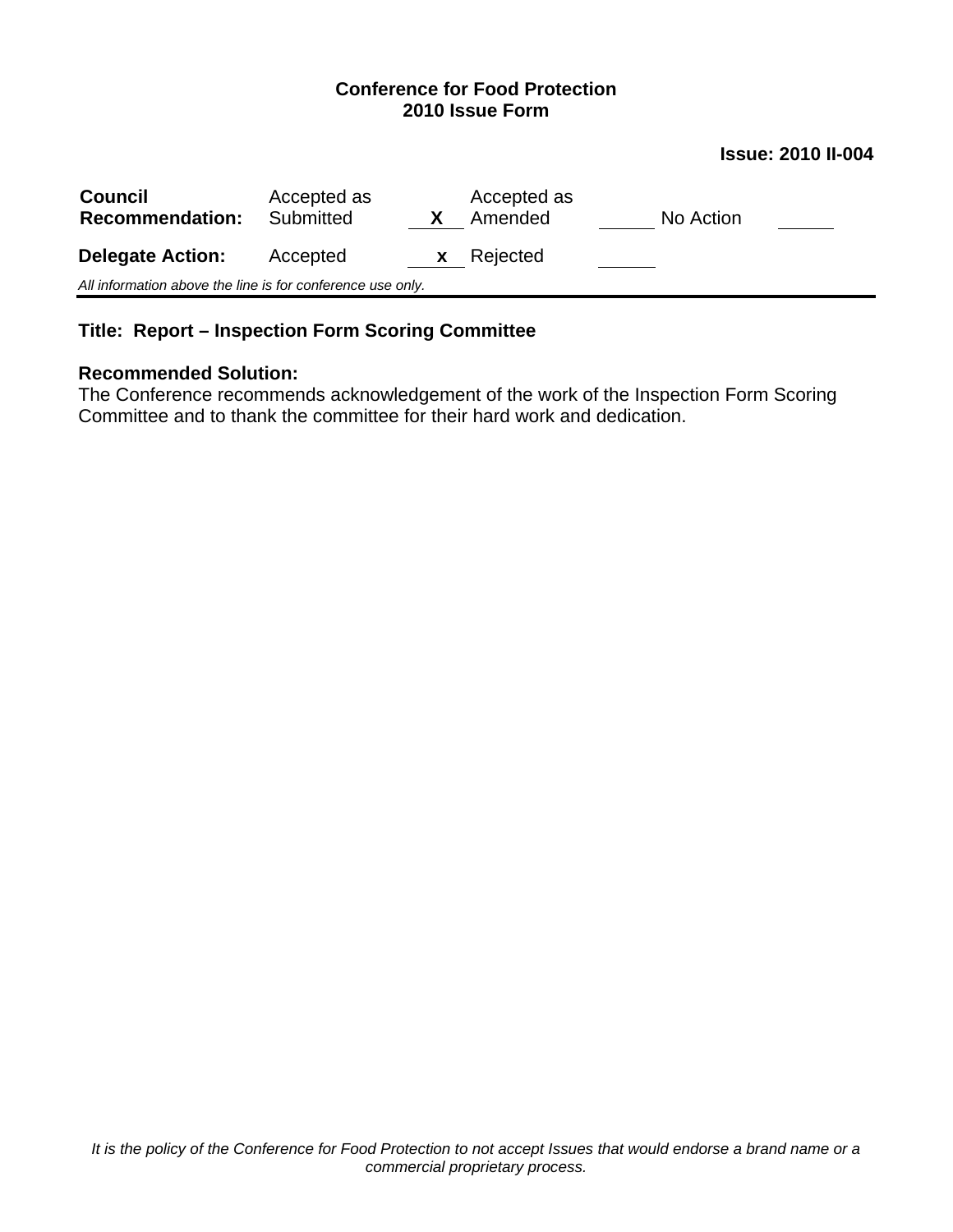**Conference for Food Protection**
**2010 Issue Form**

**Issue: 2010 II-004**

| **Council Recommendation:** | Accepted as Submitted | X | Accepted as Amended | | No Action | |
|---|---|---|---|---|---|---|
| **Delegate Action:** | Accepted | x | Rejected | | | |

*All information above the line is for conference use only.*

---

**Title: Report – Inspection Form Scoring Committee**

**Recommended Solution:**
The Conference recommends acknowledgement of the work of the Inspection Form Scoring Committee and to thank the committee for their hard work and dedication.

*It is the policy of the Conference for Food Protection to not accept Issues that would endorse a brand name or a commercial proprietary process.*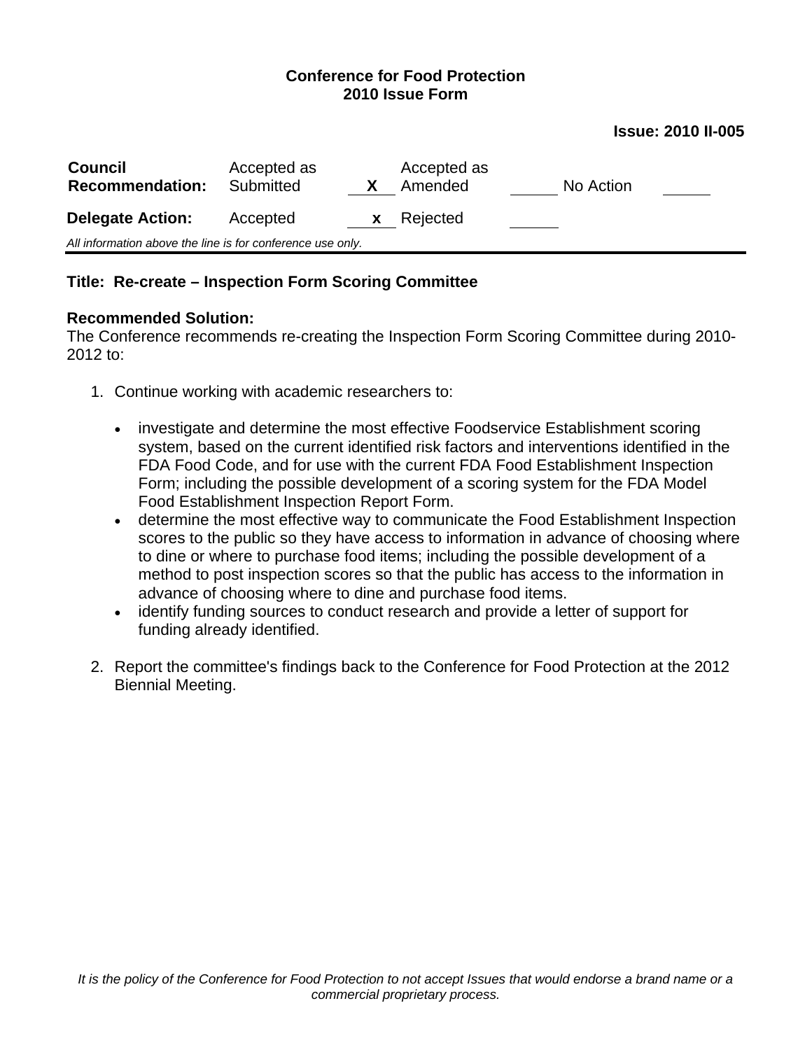**Conference for Food Protection**
**2010 Issue Form**

**Issue: 2010 II-005**

| **Council Recommendation:** | Accepted as Submitted | X | Accepted as Amended | | No Action | |
|---|---|---|---|---|---|---|
| **Delegate Action:** | Accepted | x | Rejected | | | |

*All information above the line is for conference use only.*

---

**Title: Re-create – Inspection Form Scoring Committee**

**Recommended Solution:**
The Conference recommends re-creating the Inspection Form Scoring Committee during 2010-2012 to:

1. Continue working with academic researchers to:

   - investigate and determine the most effective Foodservice Establishment scoring system, based on the current identified risk factors and interventions identified in the FDA Food Code, and for use with the current FDA Food Establishment Inspection Form; including the possible development of a scoring system for the FDA Model Food Establishment Inspection Report Form.
   - determine the most effective way to communicate the Food Establishment Inspection scores to the public so they have access to information in advance of choosing where to dine or where to purchase food items; including the possible development of a method to post inspection scores so that the public has access to the information in advance of choosing where to dine and purchase food items.
   - identify funding sources to conduct research and provide a letter of support for funding already identified.

2. Report the committee's findings back to the Conference for Food Protection at the 2012 Biennial Meeting.

*It is the policy of the Conference for Food Protection to not accept Issues that would endorse a brand name or a commercial proprietary process.*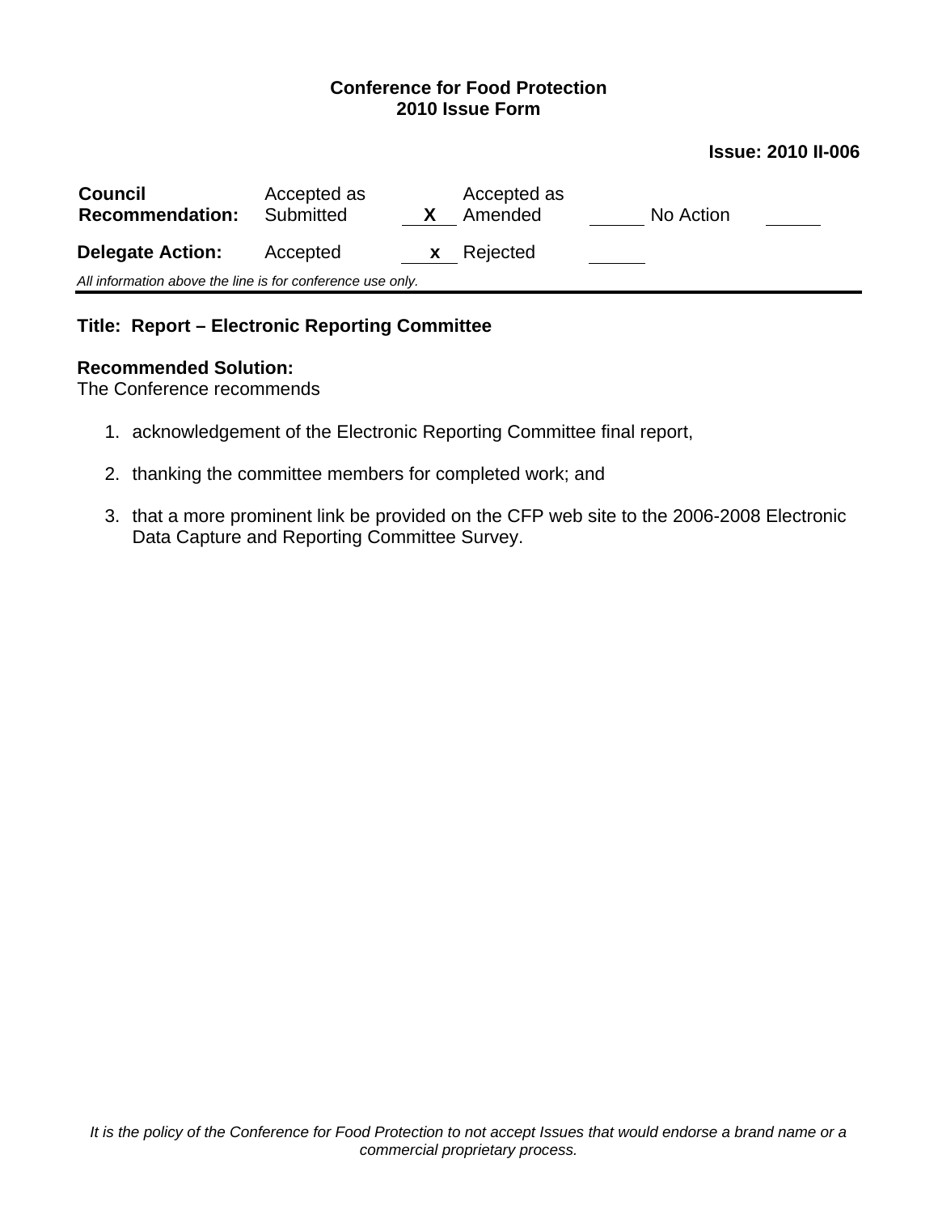**Conference for Food Protection**
**2010 Issue Form**

**Issue: 2010 II-006**

| **Council Recommendation:** | Accepted as Submitted | X | Accepted as Amended | | No Action | |
|---|---|---|---|---|---|---|
| **Delegate Action:** | Accepted | x | Rejected | | | |

*All information above the line is for conference use only.*

---

**Title: Report – Electronic Reporting Committee**

**Recommended Solution:**
The Conference recommends

1. acknowledgement of the Electronic Reporting Committee final report,
2. thanking the committee members for completed work; and
3. that a more prominent link be provided on the CFP web site to the 2006-2008 Electronic Data Capture and Reporting Committee Survey.

*It is the policy of the Conference for Food Protection to not accept Issues that would endorse a brand name or a commercial proprietary process.*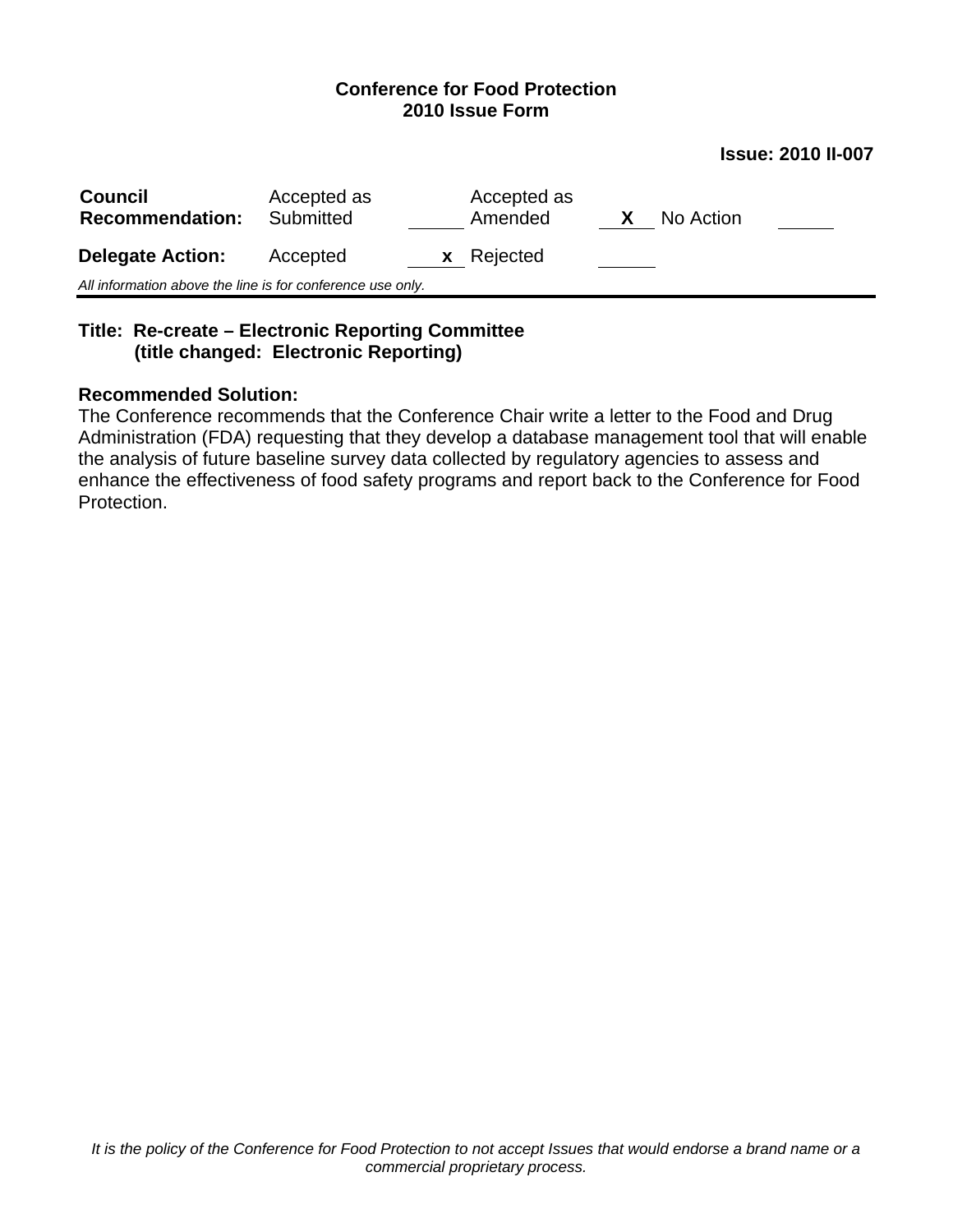**Conference for Food Protection**
**2010 Issue Form**

**Issue: 2010 II-007**

| **Council Recommendation:** | Accepted as Submitted | ____ | Accepted as Amended | **X** | No Action | ____ |
|---|---|---|---|---|---|---|
| **Delegate Action:** | Accepted | **x** | Rejected | ____ | | |

*All information above the line is for conference use only.*

---

**Title: Re-create – Electronic Reporting Committee**
**(title changed: Electronic Reporting)**

**Recommended Solution:**
The Conference recommends that the Conference Chair write a letter to the Food and Drug Administration (FDA) requesting that they develop a database management tool that will enable the analysis of future baseline survey data collected by regulatory agencies to assess and enhance the effectiveness of food safety programs and report back to the Conference for Food Protection.

*It is the policy of the Conference for Food Protection to not accept Issues that would endorse a brand name or a commercial proprietary process.*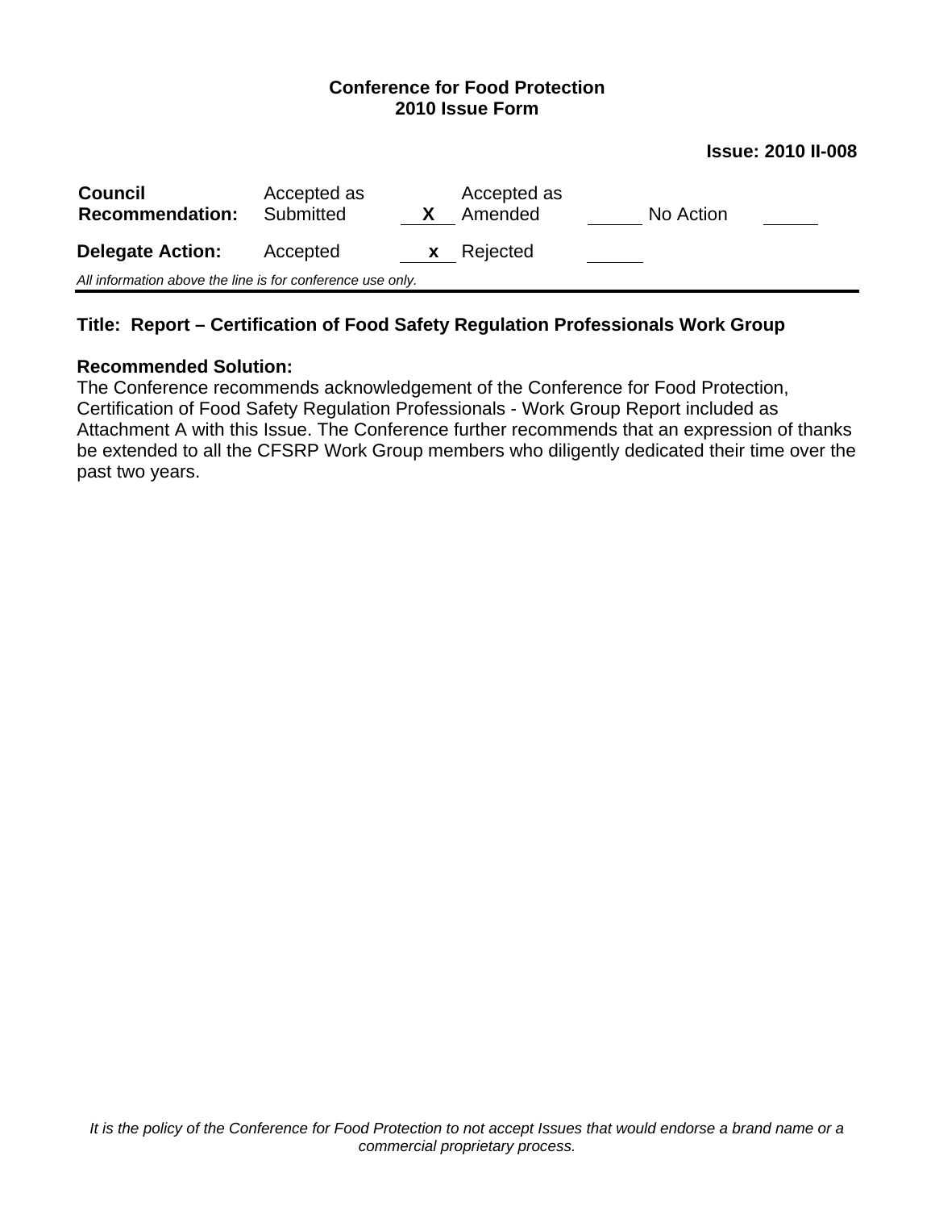**Conference for Food Protection**
**2010 Issue Form**

**Issue: 2010 II-008**

| **Council Recommendation:** | Accepted as Submitted | X | Accepted as Amended | | No Action | |
|---|---|---|---|---|---|---|
| **Delegate Action:** | Accepted | x | Rejected | | | |

*All information above the line is for conference use only.*

---

**Title: Report – Certification of Food Safety Regulation Professionals Work Group**

**Recommended Solution:**
The Conference recommends acknowledgement of the Conference for Food Protection, Certification of Food Safety Regulation Professionals - Work Group Report included as Attachment A with this Issue. The Conference further recommends that an expression of thanks be extended to all the CFSRP Work Group members who diligently dedicated their time over the past two years.

*It is the policy of the Conference for Food Protection to not accept Issues that would endorse a brand name or a commercial proprietary process.*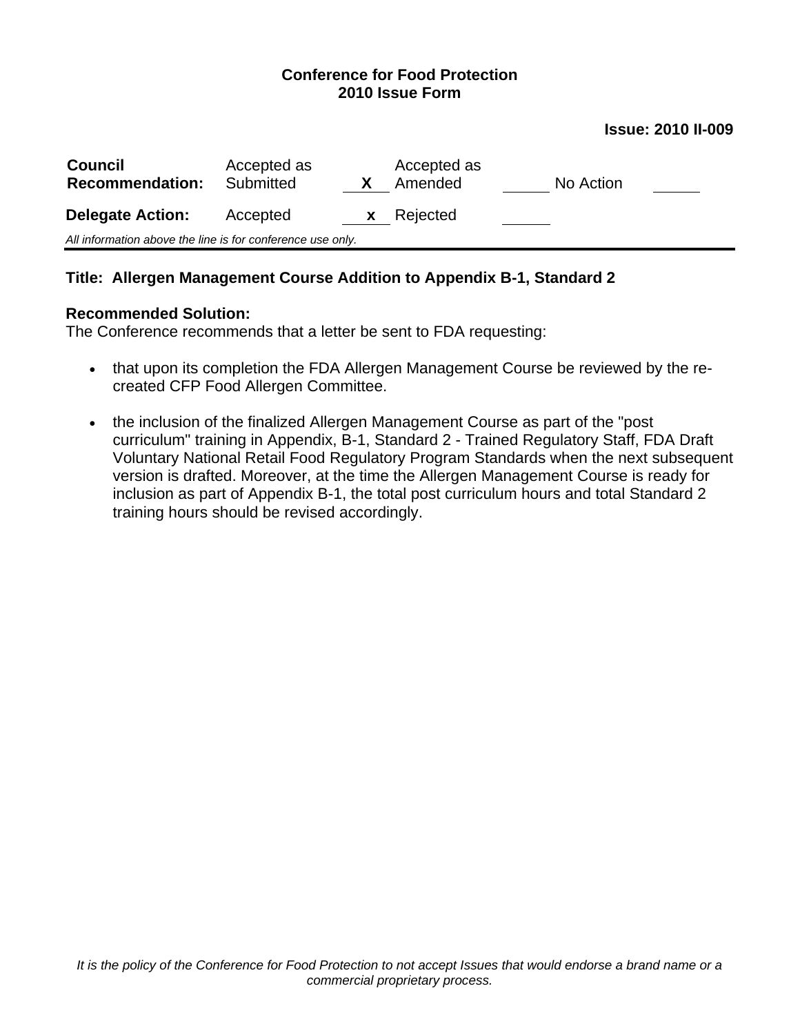**Conference for Food Protection**
**2010 Issue Form**

**Issue: 2010 II-009**

| **Council Recommendation:** | Accepted as Submitted | X | Accepted as Amended | | No Action | |
|---|---|---|---|---|---|---|
| **Delegate Action:** | Accepted | x | Rejected | | | |

*All information above the line is for conference use only.*

---

**Title: Allergen Management Course Addition to Appendix B-1, Standard 2**

**Recommended Solution:**
The Conference recommends that a letter be sent to FDA requesting:

- that upon its completion the FDA Allergen Management Course be reviewed by the re-created CFP Food Allergen Committee.
- the inclusion of the finalized Allergen Management Course as part of the "post curriculum" training in Appendix, B-1, Standard 2 - Trained Regulatory Staff, FDA Draft Voluntary National Retail Food Regulatory Program Standards when the next subsequent version is drafted. Moreover, at the time the Allergen Management Course is ready for inclusion as part of Appendix B-1, the total post curriculum hours and total Standard 2 training hours should be revised accordingly.

*It is the policy of the Conference for Food Protection to not accept Issues that would endorse a brand name or a commercial proprietary process.*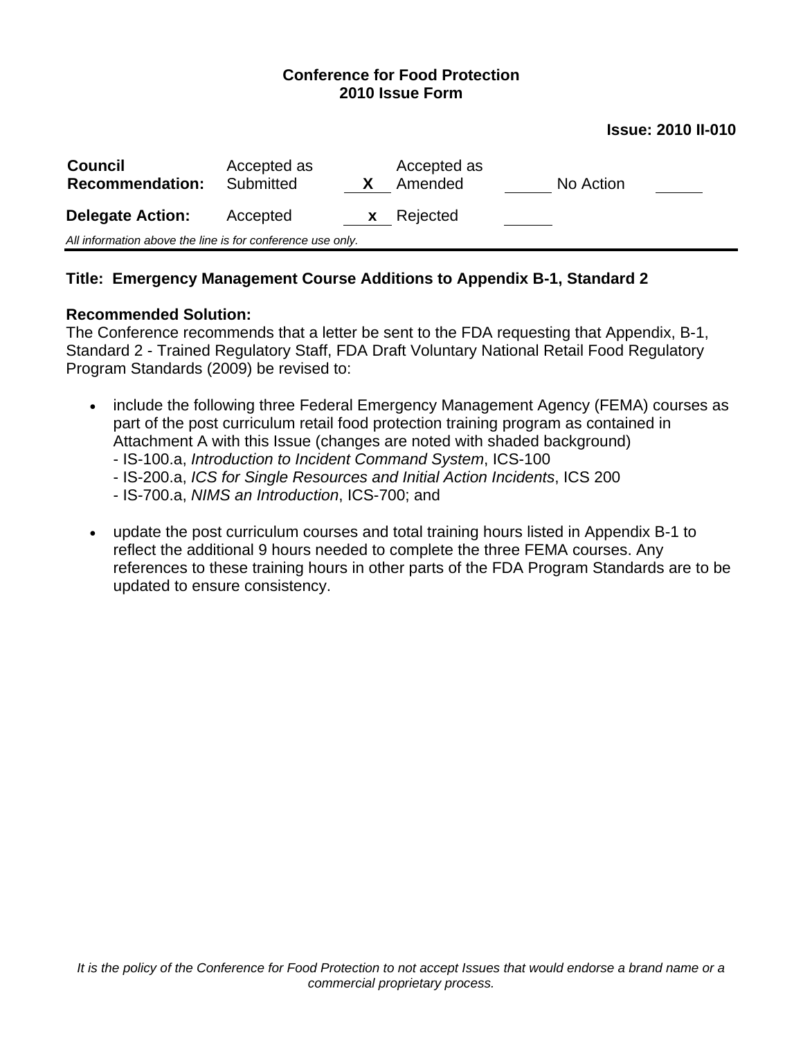**Conference for Food Protection**
**2010 Issue Form**

**Issue: 2010 II-010**

| **Council Recommendation:** | Accepted as Submitted | X | Accepted as Amended | | No Action | |
|---|---|---|---|---|---|---|
| **Delegate Action:** | Accepted | x | Rejected | | | |

*All information above the line is for conference use only.*

---

**Title: Emergency Management Course Additions to Appendix B-1, Standard 2**

**Recommended Solution:**
The Conference recommends that a letter be sent to the FDA requesting that Appendix, B-1, Standard 2 - Trained Regulatory Staff, FDA Draft Voluntary National Retail Food Regulatory Program Standards (2009) be revised to:

- include the following three Federal Emergency Management Agency (FEMA) courses as part of the post curriculum retail food protection training program as contained in Attachment A with this Issue (changes are noted with shaded background)
  - IS-100.a, *Introduction to Incident Command System*, ICS-100
  - IS-200.a, *ICS for Single Resources and Initial Action Incidents*, ICS 200
  - IS-700.a, *NIMS an Introduction*, ICS-700; and

- update the post curriculum courses and total training hours listed in Appendix B-1 to reflect the additional 9 hours needed to complete the three FEMA courses. Any references to these training hours in other parts of the FDA Program Standards are to be updated to ensure consistency.

*It is the policy of the Conference for Food Protection to not accept Issues that would endorse a brand name or a commercial proprietary process.*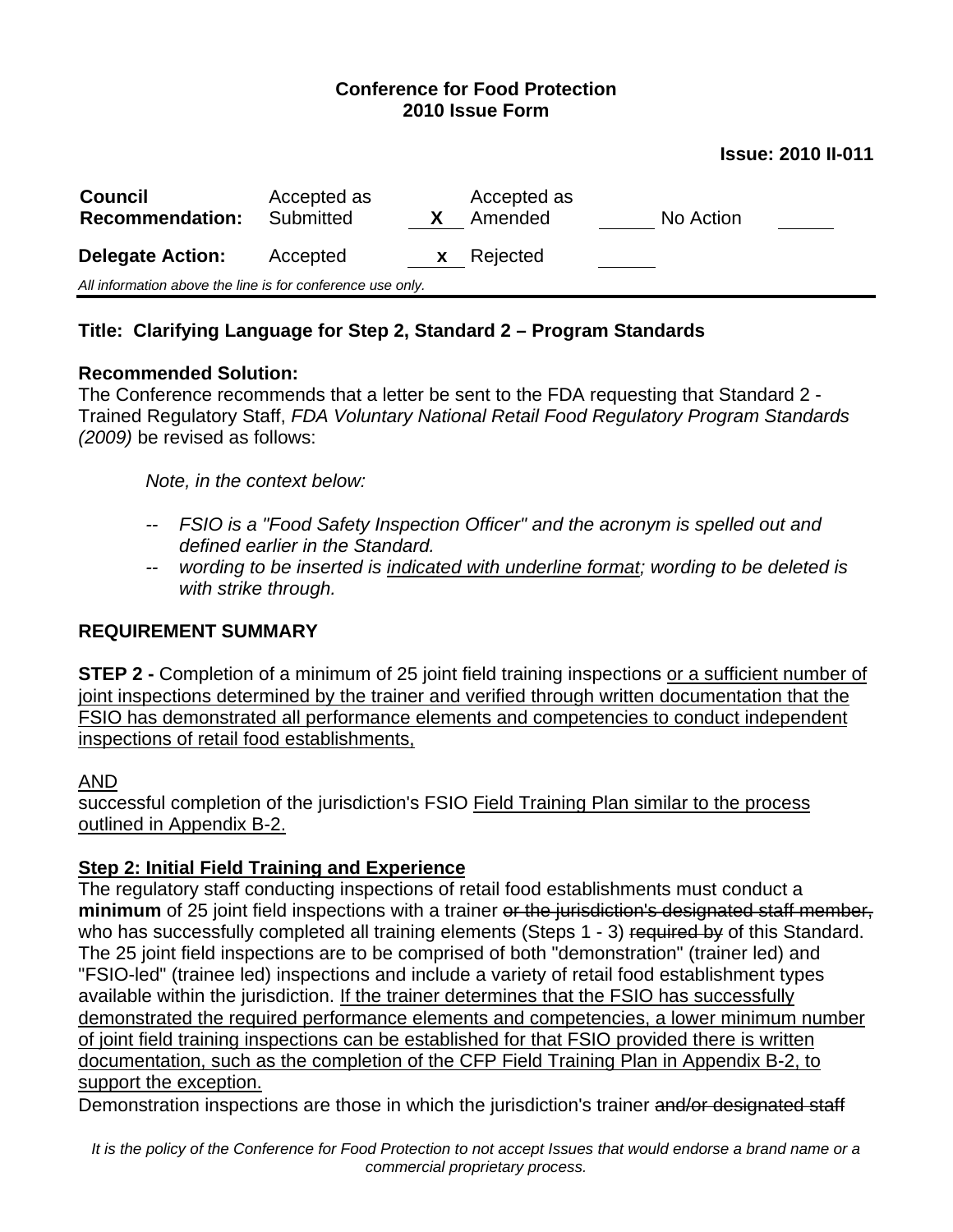**Conference for Food Protection**
**2010 Issue Form**

**Issue: 2010 II-011**

| **Council Recommendation:** | Accepted as Submitted | X | Accepted as Amended | | No Action | |
|---|---|---|---|---|---|---|
| **Delegate Action:** | Accepted | x | Rejected | | | |

*All information above the line is for conference use only.*

---

## Title: Clarifying Language for Step 2, Standard 2 – Program Standards

**Recommended Solution:**
The Conference recommends that a letter be sent to the FDA requesting that Standard 2 - Trained Regulatory Staff, *FDA Voluntary National Retail Food Regulatory Program Standards (2009)* be revised as follows:

*Note, in the context below:*

- *FSIO is a "Food Safety Inspection Officer" and the acronym is spelled out and defined earlier in the Standard.*
- *wording to be inserted is <u>indicated with underline format</u>; wording to be deleted is with strike through.*

**REQUIREMENT SUMMARY**

**STEP 2 -** Completion of a minimum of 25 joint field training inspections <u>or a sufficient number of joint inspections determined by the trainer and verified through written documentation that the FSIO has demonstrated all performance elements and competencies to conduct independent inspections of retail food establishments,</u>

<u>AND</u>
successful completion of the jurisdiction's FSIO <u>Field Training Plan similar to the process outlined in Appendix B-2.</u>

**<u>Step 2: Initial Field Training and Experience</u>**
The regulatory staff conducting inspections of retail food establishments must conduct a **minimum** of 25 joint field inspections with a trainer ~~or the jurisdiction's designated staff member,~~ who has successfully completed all training elements (Steps 1 - 3) ~~required by~~ of this Standard. The 25 joint field inspections are to be comprised of both "demonstration" (trainer led) and "FSIO-led" (trainee led) inspections and include a variety of retail food establishment types available within the jurisdiction. <u>If the trainer determines that the FSIO has successfully demonstrated the required performance elements and competencies, a lower minimum number of joint field training inspections can be established for that FSIO provided there is written documentation, such as the completion of the CFP Field Training Plan in Appendix B-2, to support the exception.</u>
Demonstration inspections are those in which the jurisdiction's trainer ~~and/or designated staff~~

*It is the policy of the Conference for Food Protection to not accept Issues that would endorse a brand name or a commercial proprietary process.*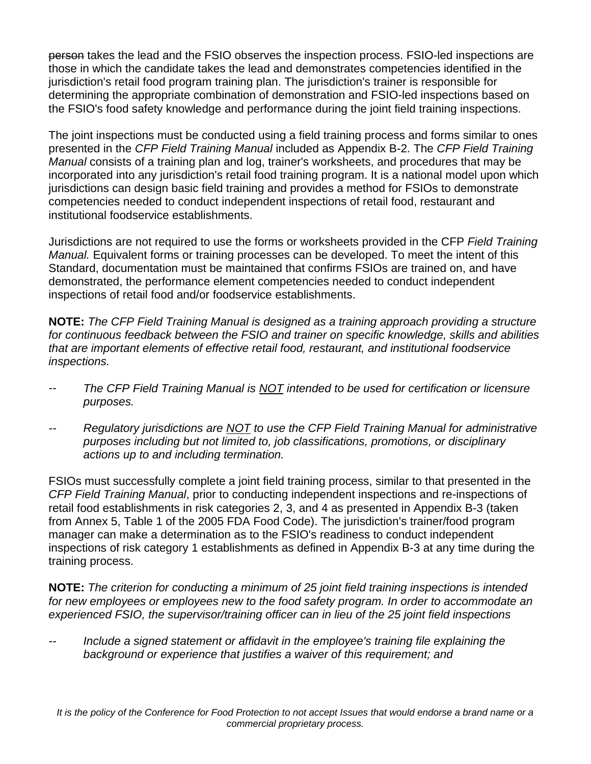~~person~~ takes the lead and the FSIO observes the inspection process. FSIO-led inspections are those in which the candidate takes the lead and demonstrates competencies identified in the jurisdiction's retail food program training plan. The jurisdiction's trainer is responsible for determining the appropriate combination of demonstration and FSIO-led inspections based on the FSIO's food safety knowledge and performance during the joint field training inspections.

The joint inspections must be conducted using a field training process and forms similar to ones presented in the *CFP Field Training Manual* included as Appendix B-2. The *CFP Field Training Manual* consists of a training plan and log, trainer's worksheets, and procedures that may be incorporated into any jurisdiction's retail food training program. It is a national model upon which jurisdictions can design basic field training and provides a method for FSIOs to demonstrate competencies needed to conduct independent inspections of retail food, restaurant and institutional foodservice establishments.

Jurisdictions are not required to use the forms or worksheets provided in the CFP *Field Training Manual.* Equivalent forms or training processes can be developed. To meet the intent of this Standard, documentation must be maintained that confirms FSIOs are trained on, and have demonstrated, the performance element competencies needed to conduct independent inspections of retail food and/or foodservice establishments.

**NOTE:** *The CFP Field Training Manual is designed as a training approach providing a structure for continuous feedback between the FSIO and trainer on specific knowledge, skills and abilities that are important elements of effective retail food, restaurant, and institutional foodservice inspections.*

-- *The CFP Field Training Manual is <u>NOT</u> intended to be used for certification or licensure purposes.*

-- *Regulatory jurisdictions are <u>NOT</u> to use the CFP Field Training Manual for administrative purposes including but not limited to, job classifications, promotions, or disciplinary actions up to and including termination.*

FSIOs must successfully complete a joint field training process, similar to that presented in the *CFP Field Training Manual*, prior to conducting independent inspections and re-inspections of retail food establishments in risk categories 2, 3, and 4 as presented in Appendix B-3 (taken from Annex 5, Table 1 of the 2005 FDA Food Code). The jurisdiction's trainer/food program manager can make a determination as to the FSIO's readiness to conduct independent inspections of risk category 1 establishments as defined in Appendix B-3 at any time during the training process.

**NOTE:** *The criterion for conducting a minimum of 25 joint field training inspections is intended for new employees or employees new to the food safety program. In order to accommodate an experienced FSIO, the supervisor/training officer can in lieu of the 25 joint field inspections*

-- *Include a signed statement or affidavit in the employee's training file explaining the background or experience that justifies a waiver of this requirement; and*

*It is the policy of the Conference for Food Protection to not accept Issues that would endorse a brand name or a commercial proprietary process.*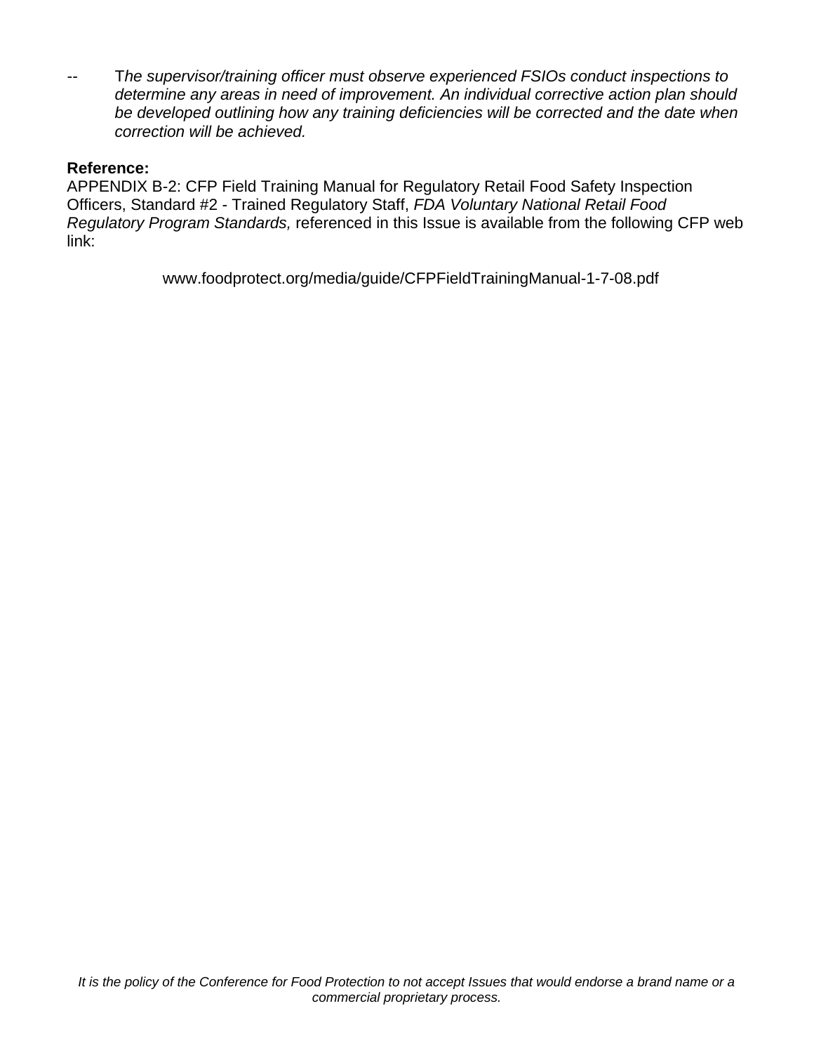-- *The supervisor/training officer must observe experienced FSIOs conduct inspections to determine any areas in need of improvement. An individual corrective action plan should be developed outlining how any training deficiencies will be corrected and the date when correction will be achieved.*

**Reference:**
APPENDIX B-2: CFP Field Training Manual for Regulatory Retail Food Safety Inspection Officers, Standard #2 - Trained Regulatory Staff, *FDA Voluntary National Retail Food Regulatory Program Standards,* referenced in this Issue is available from the following CFP web link:

www.foodprotect.org/media/guide/CFPFieldTrainingManual-1-7-08.pdf

*It is the policy of the Conference for Food Protection to not accept Issues that would endorse a brand name or a commercial proprietary process.*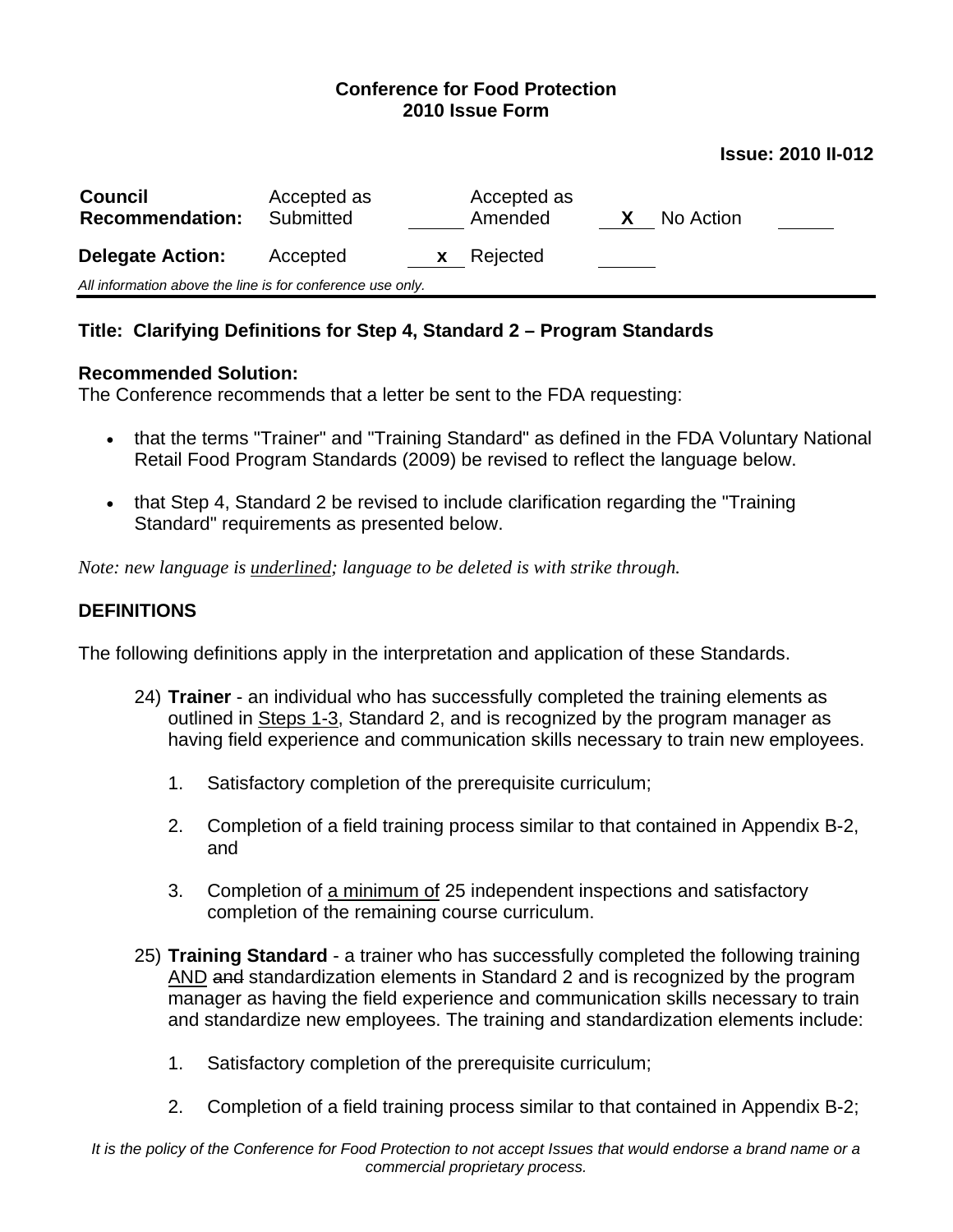**Conference for Food Protection**
**2010 Issue Form**

**Issue: 2010 II-012**

| **Council Recommendation:** | Accepted as Submitted | ____ | Accepted as Amended | **X** | No Action | ____ |
|---|---|---|---|---|---|---|
| **Delegate Action:** | Accepted | **x** | Rejected | ____ | | |

*All information above the line is for conference use only.*

## Title: Clarifying Definitions for Step 4, Standard 2 – Program Standards

### Recommended Solution:

The Conference recommends that a letter be sent to the FDA requesting:

- that the terms "Trainer" and "Training Standard" as defined in the FDA Voluntary National Retail Food Program Standards (2009) be revised to reflect the language below.
- that Step 4, Standard 2 be revised to include clarification regarding the "Training Standard" requirements as presented below.

*Note: new language is <u>underlined</u>; language to be deleted is with strike through.*

### DEFINITIONS

The following definitions apply in the interpretation and application of these Standards.

24) **Trainer** - an individual who has successfully completed the training elements as outlined in <u>Steps 1-3</u>, Standard 2, and is recognized by the program manager as having field experience and communication skills necessary to train new employees.

1. Satisfactory completion of the prerequisite curriculum;
2. Completion of a field training process similar to that contained in Appendix B-2, and
3. Completion of <u>a minimum of</u> 25 independent inspections and satisfactory completion of the remaining course curriculum.

25) **Training Standard** - a trainer who has successfully completed the following training <u>AND</u> ~~and~~ standardization elements in Standard 2 and is recognized by the program manager as having the field experience and communication skills necessary to train and standardize new employees. The training and standardization elements include:

1. Satisfactory completion of the prerequisite curriculum;
2. Completion of a field training process similar to that contained in Appendix B-2;

*It is the policy of the Conference for Food Protection to not accept Issues that would endorse a brand name or a commercial proprietary process.*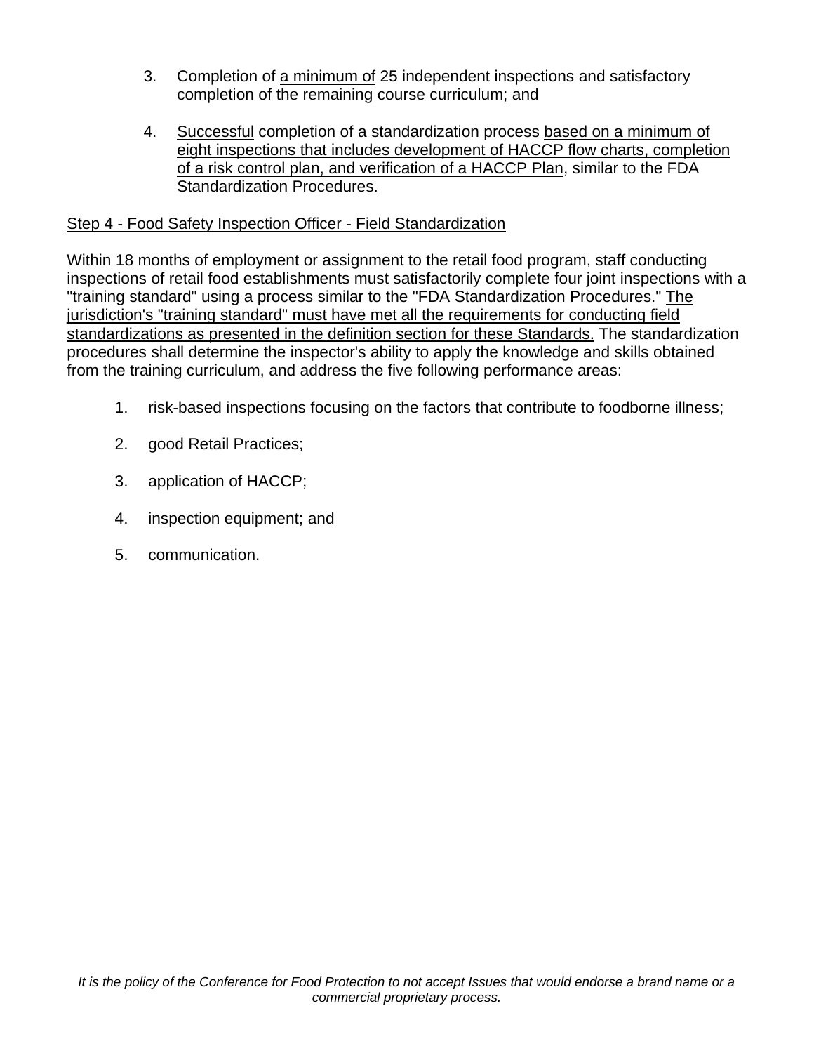3. Completion of <u>a minimum of</u> 25 independent inspections and satisfactory completion of the remaining course curriculum; and

4. <u>Successful</u> completion of a standardization process <u>based on a minimum of eight inspections that includes development of HACCP flow charts, completion of a risk control plan, and verification of a HACCP Plan</u>, similar to the FDA Standardization Procedures.

<u>Step 4 - Food Safety Inspection Officer - Field Standardization</u>

Within 18 months of employment or assignment to the retail food program, staff conducting inspections of retail food establishments must satisfactorily complete four joint inspections with a "training standard" using a process similar to the "FDA Standardization Procedures." <u>The jurisdiction's "training standard" must have met all the requirements for conducting field standardizations as presented in the definition section for these Standards.</u> The standardization procedures shall determine the inspector's ability to apply the knowledge and skills obtained from the training curriculum, and address the five following performance areas:

1. risk-based inspections focusing on the factors that contribute to foodborne illness;

2. good Retail Practices;

3. application of HACCP;

4. inspection equipment; and

5. communication.

*It is the policy of the Conference for Food Protection to not accept Issues that would endorse a brand name or a commercial proprietary process.*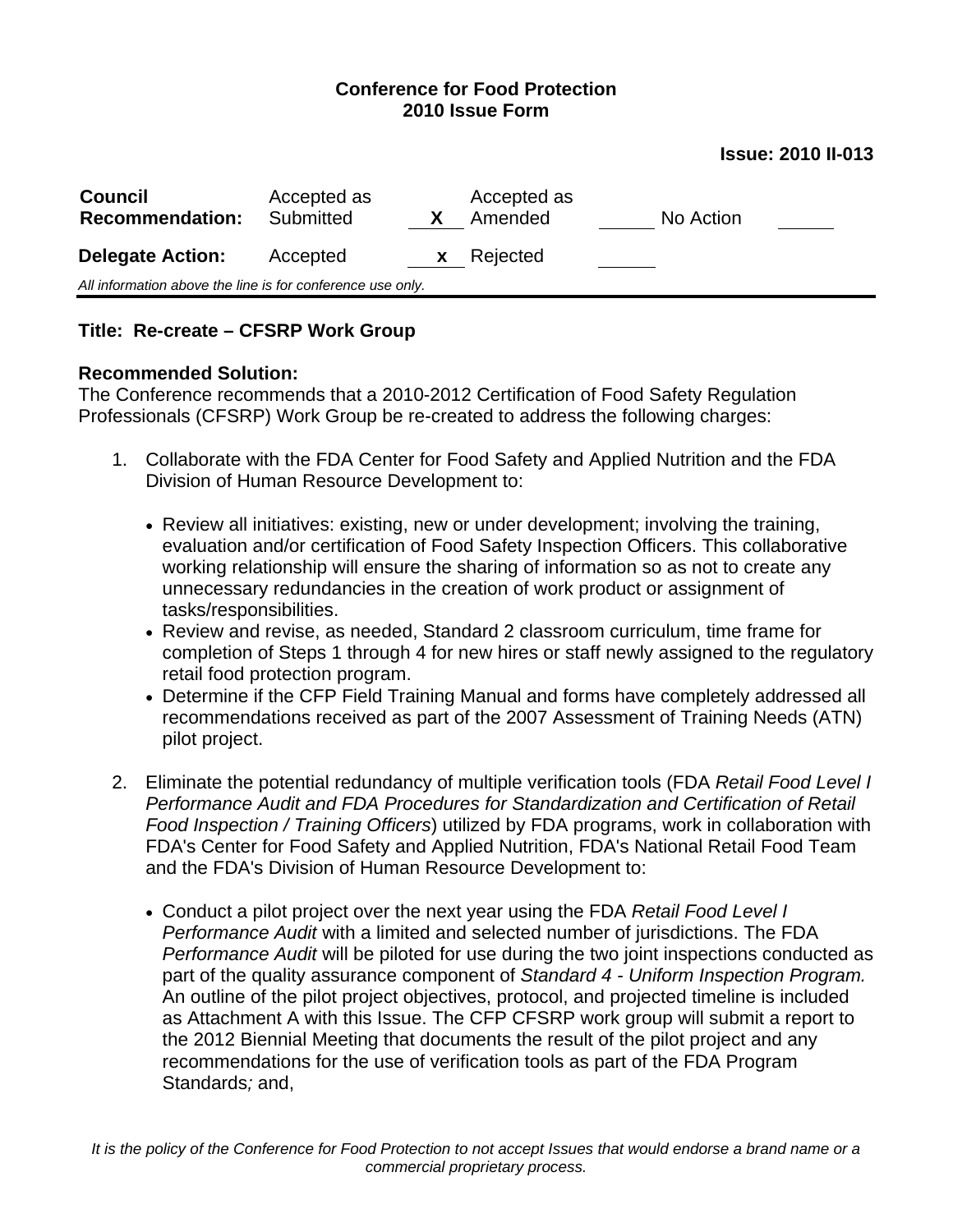**Conference for Food Protection**
**2010 Issue Form**

**Issue: 2010 II-013**

| **Council Recommendation:** | Accepted as Submitted | X | Accepted as Amended | | No Action | |
|---|---|---|---|---|---|---|
| **Delegate Action:** | Accepted | x | Rejected | | | |

*All information above the line is for conference use only.*

---

**Title: Re-create – CFSRP Work Group**

**Recommended Solution:**
The Conference recommends that a 2010-2012 Certification of Food Safety Regulation Professionals (CFSRP) Work Group be re-created to address the following charges:

1. Collaborate with the FDA Center for Food Safety and Applied Nutrition and the FDA Division of Human Resource Development to:

   - Review all initiatives: existing, new or under development; involving the training, evaluation and/or certification of Food Safety Inspection Officers. This collaborative working relationship will ensure the sharing of information so as not to create any unnecessary redundancies in the creation of work product or assignment of tasks/responsibilities.
   - Review and revise, as needed, Standard 2 classroom curriculum, time frame for completion of Steps 1 through 4 for new hires or staff newly assigned to the regulatory retail food protection program.
   - Determine if the CFP Field Training Manual and forms have completely addressed all recommendations received as part of the 2007 Assessment of Training Needs (ATN) pilot project.

2. Eliminate the potential redundancy of multiple verification tools (FDA *Retail Food Level I Performance Audit and FDA Procedures for Standardization and Certification of Retail Food Inspection / Training Officers*) utilized by FDA programs, work in collaboration with FDA's Center for Food Safety and Applied Nutrition, FDA's National Retail Food Team and the FDA's Division of Human Resource Development to:

   - Conduct a pilot project over the next year using the FDA *Retail Food Level I Performance Audit* with a limited and selected number of jurisdictions. The FDA *Performance Audit* will be piloted for use during the two joint inspections conducted as part of the quality assurance component of *Standard 4 - Uniform Inspection Program.* An outline of the pilot project objectives, protocol, and projected timeline is included as Attachment A with this Issue. The CFP CFSRP work group will submit a report to the 2012 Biennial Meeting that documents the result of the pilot project and any recommendations for the use of verification tools as part of the FDA Program Standards*;* and,

*It is the policy of the Conference for Food Protection to not accept Issues that would endorse a brand name or a commercial proprietary process.*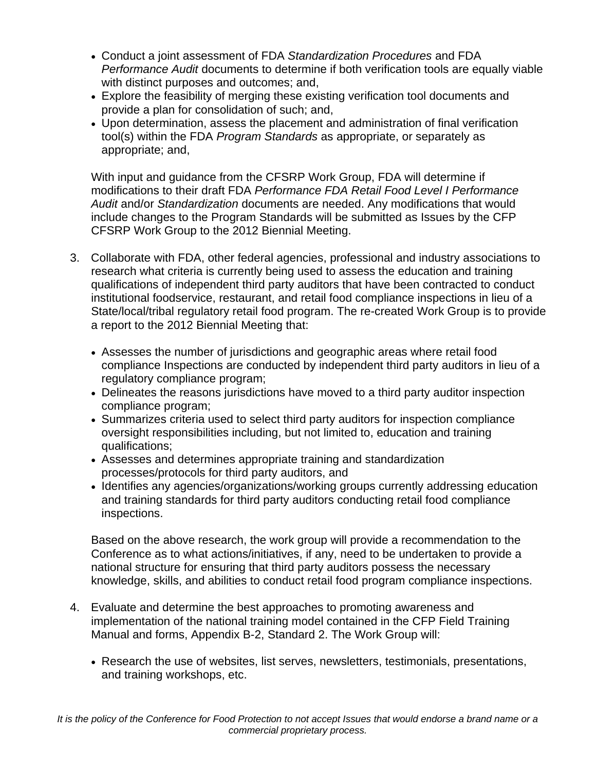- Conduct a joint assessment of FDA *Standardization Procedures* and FDA *Performance Audit* documents to determine if both verification tools are equally viable with distinct purposes and outcomes; and,
- Explore the feasibility of merging these existing verification tool documents and provide a plan for consolidation of such; and,
- Upon determination, assess the placement and administration of final verification tool(s) within the FDA *Program Standards* as appropriate, or separately as appropriate; and,

With input and guidance from the CFSRP Work Group, FDA will determine if modifications to their draft FDA *Performance FDA Retail Food Level I Performance Audit* and/or *Standardization* documents are needed. Any modifications that would include changes to the Program Standards will be submitted as Issues by the CFP CFSRP Work Group to the 2012 Biennial Meeting.

3. Collaborate with FDA, other federal agencies, professional and industry associations to research what criteria is currently being used to assess the education and training qualifications of independent third party auditors that have been contracted to conduct institutional foodservice, restaurant, and retail food compliance inspections in lieu of a State/local/tribal regulatory retail food program. The re-created Work Group is to provide a report to the 2012 Biennial Meeting that:

   - Assesses the number of jurisdictions and geographic areas where retail food compliance Inspections are conducted by independent third party auditors in lieu of a regulatory compliance program;
   - Delineates the reasons jurisdictions have moved to a third party auditor inspection compliance program;
   - Summarizes criteria used to select third party auditors for inspection compliance oversight responsibilities including, but not limited to, education and training qualifications;
   - Assesses and determines appropriate training and standardization processes/protocols for third party auditors, and
   - Identifies any agencies/organizations/working groups currently addressing education and training standards for third party auditors conducting retail food compliance inspections.

   Based on the above research, the work group will provide a recommendation to the Conference as to what actions/initiatives, if any, need to be undertaken to provide a national structure for ensuring that third party auditors possess the necessary knowledge, skills, and abilities to conduct retail food program compliance inspections.

4. Evaluate and determine the best approaches to promoting awareness and implementation of the national training model contained in the CFP Field Training Manual and forms, Appendix B-2, Standard 2. The Work Group will:

   - Research the use of websites, list serves, newsletters, testimonials, presentations, and training workshops, etc.

*It is the policy of the Conference for Food Protection to not accept Issues that would endorse a brand name or a commercial proprietary process.*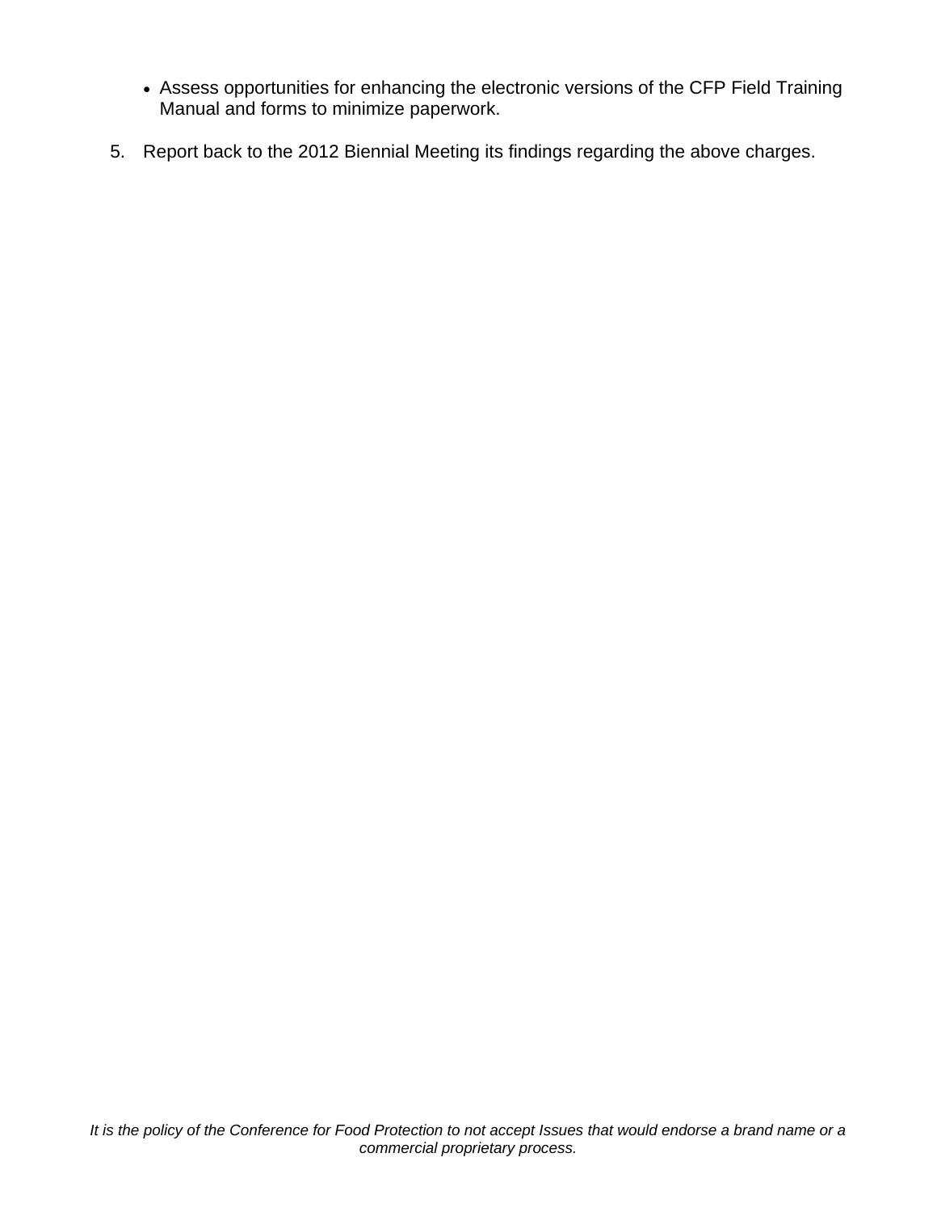- Assess opportunities for enhancing the electronic versions of the CFP Field Training Manual and forms to minimize paperwork.

5. Report back to the 2012 Biennial Meeting its findings regarding the above charges.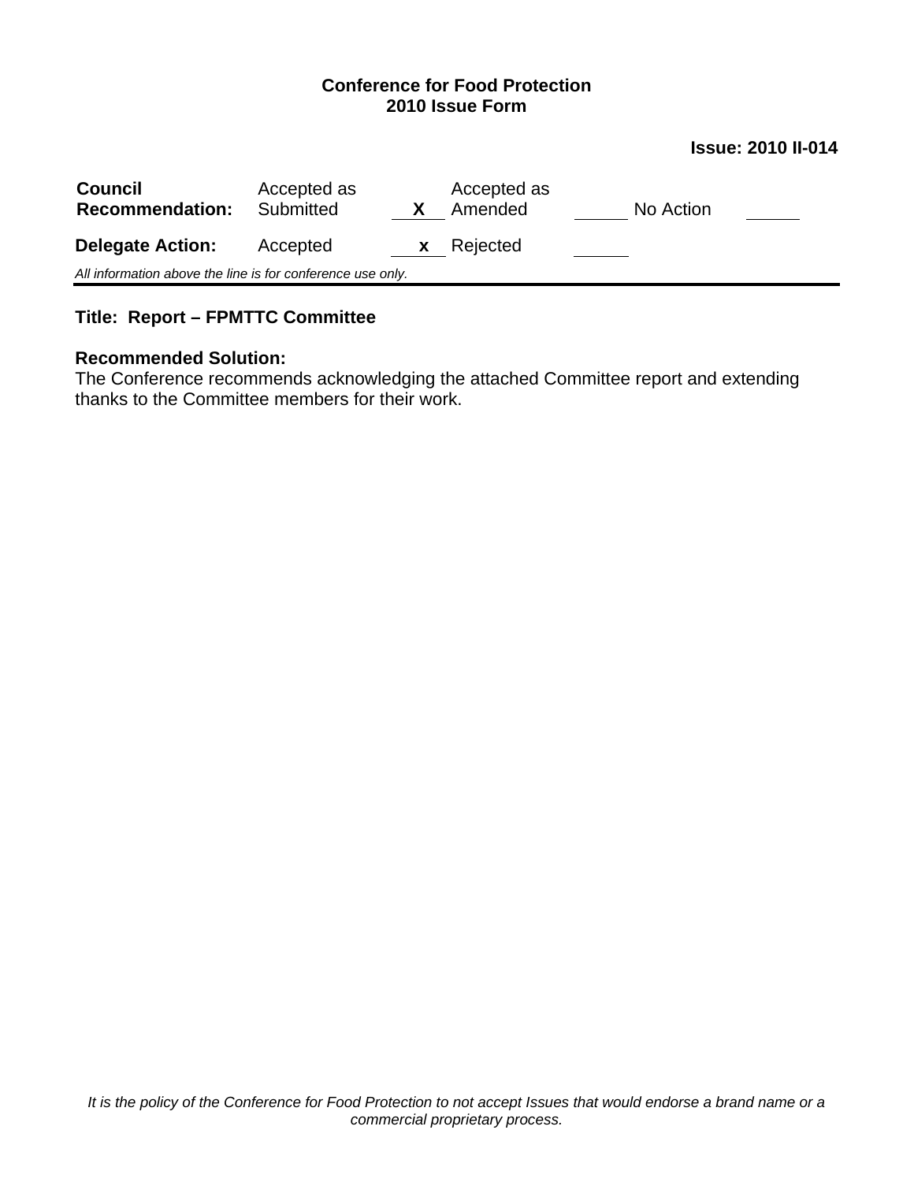**Conference for Food Protection**
**2010 Issue Form**

**Issue: 2010 II-014**

| **Council Recommendation:** | Accepted as Submitted | X | Accepted as Amended | | No Action | |
| --- | --- | --- | --- | --- | --- | --- |
| **Delegate Action:** | Accepted | x | Rejected | | | |

*All information above the line is for conference use only.*

---

**Title: Report – FPMTTC Committee**

**Recommended Solution:**
The Conference recommends acknowledging the attached Committee report and extending thanks to the Committee members for their work.

*It is the policy of the Conference for Food Protection to not accept Issues that would endorse a brand name or a commercial proprietary process.*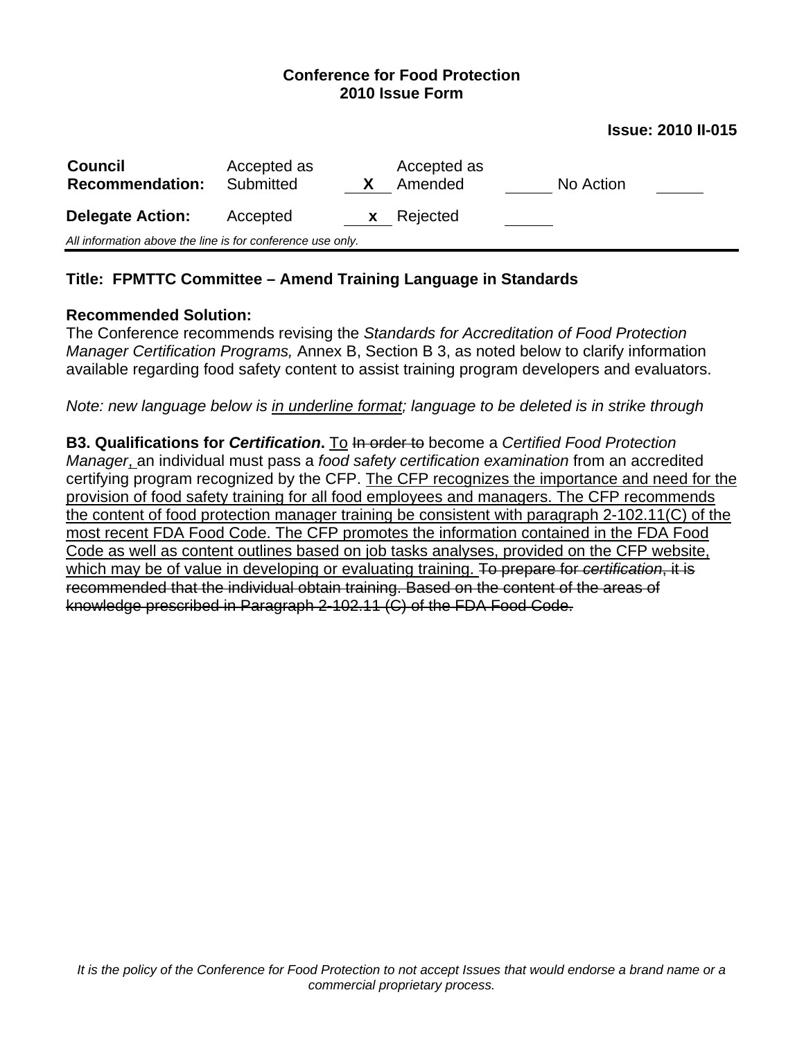**Conference for Food Protection**
**2010 Issue Form**

**Issue: 2010 II-015**

| **Council Recommendation:** | Accepted as Submitted | X | Accepted as Amended | | No Action | |
|---|---|---|---|---|---|---|
| **Delegate Action:** | Accepted | x | Rejected | | | |

*All information above the line is for conference use only.*

---

**Title: FPMTTC Committee – Amend Training Language in Standards**

**Recommended Solution:**
The Conference recommends revising the *Standards for Accreditation of Food Protection Manager Certification Programs,* Annex B, Section B 3, as noted below to clarify information available regarding food safety content to assist training program developers and evaluators.

*Note: new language below is <u>in underline format</u>; language to be deleted is in strike through*

**B3. Qualifications for *Certification*.** <u>To</u> ~~In order to~~ become a *Certified Food Protection Manager*<u>,</u> an individual must pass a *food safety certification examination* from an accredited certifying program recognized by the CFP. <u>The CFP recognizes the importance and need for the provision of food safety training for all food employees and managers. The CFP recommends the content of food protection manager training be consistent with paragraph 2-102.11(C) of the most recent FDA Food Code. The CFP promotes the information contained in the FDA Food Code as well as content outlines based on job tasks analyses, provided on the CFP website, which may be of value in developing or evaluating training.</u> ~~To prepare for *certification*, it is recommended that the individual obtain training. Based on the content of the areas of knowledge prescribed in Paragraph 2-102.11 (C) of the FDA Food Code.~~

*It is the policy of the Conference for Food Protection to not accept Issues that would endorse a brand name or a commercial proprietary process.*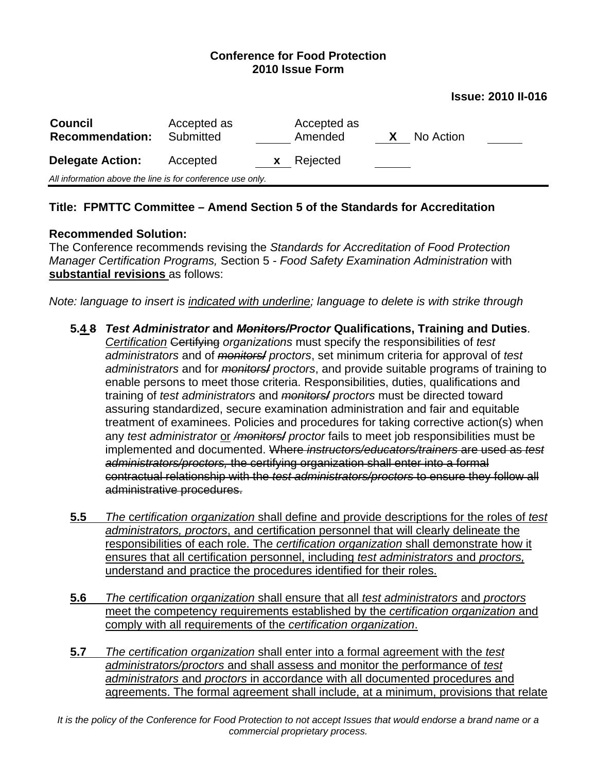**Conference for Food Protection**
**2010 Issue Form**

**Issue: 2010 II-016**

| **Council Recommendation:** | Accepted as Submitted | ____ | Accepted as Amended | **X** | No Action | ____ |
|---|---|---|---|---|---|---|
| **Delegate Action:** | Accepted | **x** | Rejected | ____ | | |

*All information above the line is for conference use only.*

---

## Title: FPMTTC Committee – Amend Section 5 of the Standards for Accreditation

**Recommended Solution:**
The Conference recommends revising the *Standards for Accreditation of Food Protection Manager Certification Programs,* Section 5 - *Food Safety Examination Administration* with <u>**substantial revisions**</u> as follows:

*Note: language to insert is <u>indicated with underline</u>; language to delete is with ~~strike through~~*

- **5.<u>4</u> ~~8~~** ***Test Administrator* and *~~Monitors/~~Proctor* Qualifications, Training and Duties**. <u>*Certification*</u> ~~Certifying~~ *organizations* must specify the responsibilities of *test administrators* and of *~~monitors/~~ proctors*, set minimum criteria for approval of *test administrators* and for *~~monitors/~~ proctors*, and provide suitable programs of training to enable persons to meet those criteria. Responsibilities, duties, qualifications and training of *test administrators* and *~~monitors/~~ proctors* must be directed toward assuring standardized, secure examination administration and fair and equitable treatment of examinees. Policies and procedures for taking corrective action(s) when any *test administrator* <u>or</u> *~~/monitors/~~ proctor* fails to meet job responsibilities must be implemented and documented. ~~Where *instructors/educators/trainers* are used as *test administrators/proctors,* the certifying organization shall enter into a formal contractual relationship with the *test administrators/proctors* to ensure they follow all administrative procedures.~~

- <u>**5.5**</u> <u>*The certification organization* shall define and provide descriptions for the roles of *test administrators, proctors*, and certification personnel that will clearly delineate the responsibilities of each role. The *certification organization* shall demonstrate how it ensures that all certification personnel, including *test administrators* and *proctors,* understand and practice the procedures identified for their roles.</u>

- <u>**5.6**</u> <u>*The certification organization* shall ensure that all *test administrators* and *proctors* meet the competency requirements established by the *certification organization* and comply with all requirements of the *certification organization*.</u>

- <u>**5.7**</u> <u>*The certification organization* shall enter into a formal agreement with the *test administrators/proctors* and shall assess and monitor the performance of *test administrators* and *proctors* in accordance with all documented procedures and agreements. The formal agreement shall include, at a minimum, provisions that relate</u>

*It is the policy of the Conference for Food Protection to not accept Issues that would endorse a brand name or a commercial proprietary process.*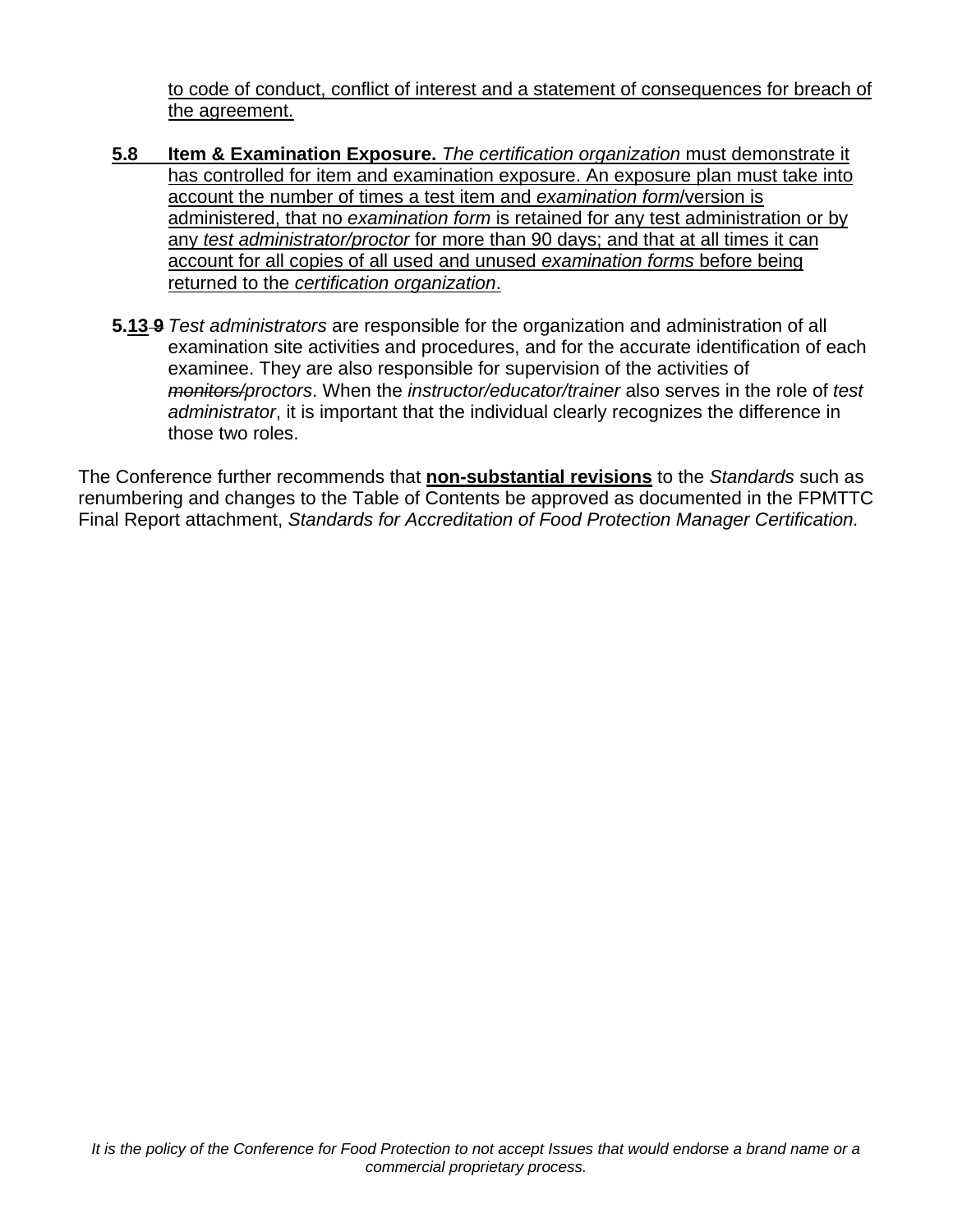<u>to code of conduct, conflict of interest and a statement of consequences for breach of the agreement.</u>

**5.8 <u>Item & Examination Exposure.</u>** <u>*The certification organization* must demonstrate it has controlled for item and examination exposure. An exposure plan must take into account the number of times a test item and *examination form*/version is administered, that no *examination form* is retained for any test administration or by any *test administrator/proctor* for more than 90 days; and that at all times it can account for all copies of all used and unused *examination forms* before being returned to the *certification organization*.</u>

**5.<u>13</u> ~~9~~** *Test administrators* are responsible for the organization and administration of all examination site activities and procedures, and for the accurate identification of each examinee. They are also responsible for supervision of the activities of ~~*monitors/*~~*proctors*. When the *instructor/educator/trainer* also serves in the role of *test administrator*, it is important that the individual clearly recognizes the difference in those two roles.

The Conference further recommends that **<u>non-substantial revisions</u>** to the *Standards* such as renumbering and changes to the Table of Contents be approved as documented in the FPMTTC Final Report attachment, *Standards for Accreditation of Food Protection Manager Certification.*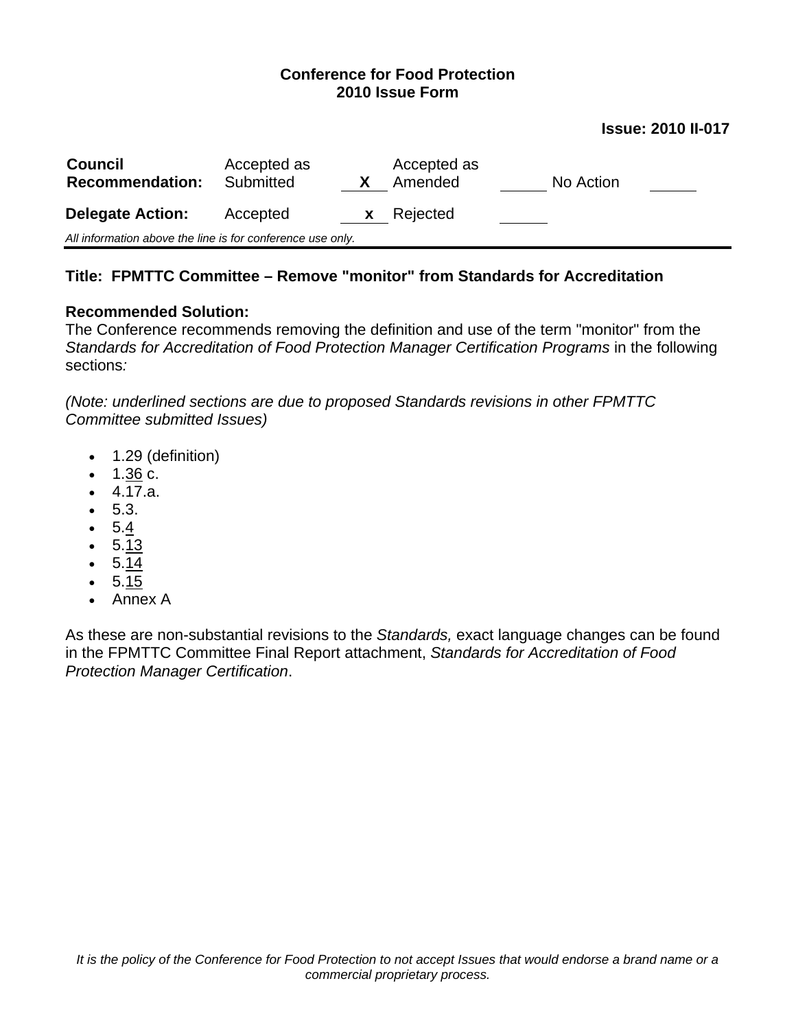**Conference for Food Protection**
**2010 Issue Form**

**Issue: 2010 II-017**

| **Council Recommendation:** | Accepted as Submitted | X | Accepted as Amended | | No Action | |
|---|---|---|---|---|---|---|
| **Delegate Action:** | Accepted | x | Rejected | | | |

*All information above the line is for conference use only.*

**Title: FPMTTC Committee – Remove "monitor" from Standards for Accreditation**

**Recommended Solution:**
The Conference recommends removing the definition and use of the term "monitor" from the *Standards for Accreditation of Food Protection Manager Certification Programs* in the following sections*:*

*(Note: underlined sections are due to proposed Standards revisions in other FPMTTC Committee submitted Issues)*

- 1.29 (definition)
- 1.<u>36</u> c.
- 4.17.a.
- 5.3.
- 5.<u>4</u>
- 5.<u>13</u>
- 5.<u>14</u>
- 5.<u>15</u>
- Annex A

As these are non-substantial revisions to the *Standards,* exact language changes can be found in the FPMTTC Committee Final Report attachment, *Standards for Accreditation of Food Protection Manager Certification*.

*It is the policy of the Conference for Food Protection to not accept Issues that would endorse a brand name or a commercial proprietary process.*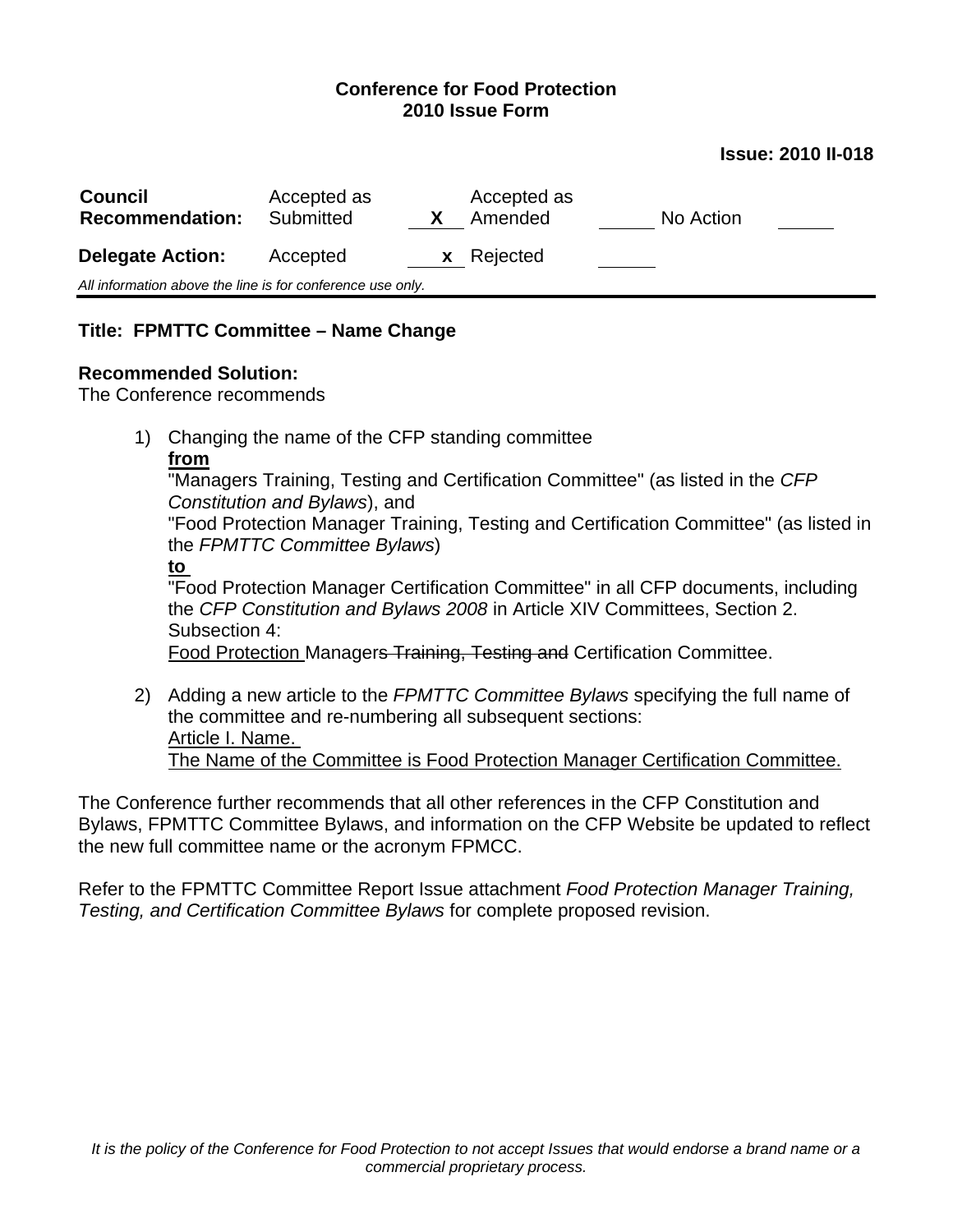**Conference for Food Protection**
**2010 Issue Form**

**Issue: 2010 II-018**

| **Council Recommendation:** | Accepted as Submitted | X | Accepted as Amended | | No Action | |
|---|---|---|---|---|---|---|
| **Delegate Action:** | Accepted | x | Rejected | | | |

*All information above the line is for conference use only.*

---

**Title: FPMTTC Committee – Name Change**

**Recommended Solution:**
The Conference recommends

1) Changing the name of the CFP standing committee
   <u>**from**</u>
   "Managers Training, Testing and Certification Committee" (as listed in the *CFP Constitution and Bylaws*), and
   "Food Protection Manager Training, Testing and Certification Committee" (as listed in the *FPMTTC Committee Bylaws*)
   <u>**to**</u>
   "Food Protection Manager Certification Committee" in all CFP documents, including the *CFP Constitution and Bylaws 2008* in Article XIV Committees, Section 2. Subsection 4:
   <u>Food Protection</u> Manager~~s Training, Testing and~~ Certification Committee.

2) Adding a new article to the *FPMTTC Committee Bylaws* specifying the full name of the committee and re-numbering all subsequent sections:
   <u>Article I. Name.</u>
   <u>The Name of the Committee is Food Protection Manager Certification Committee.</u>

The Conference further recommends that all other references in the CFP Constitution and Bylaws, FPMTTC Committee Bylaws, and information on the CFP Website be updated to reflect the new full committee name or the acronym FPMCC.

Refer to the FPMTTC Committee Report Issue attachment *Food Protection Manager Training, Testing, and Certification Committee Bylaws* for complete proposed revision.

*It is the policy of the Conference for Food Protection to not accept Issues that would endorse a brand name or a commercial proprietary process.*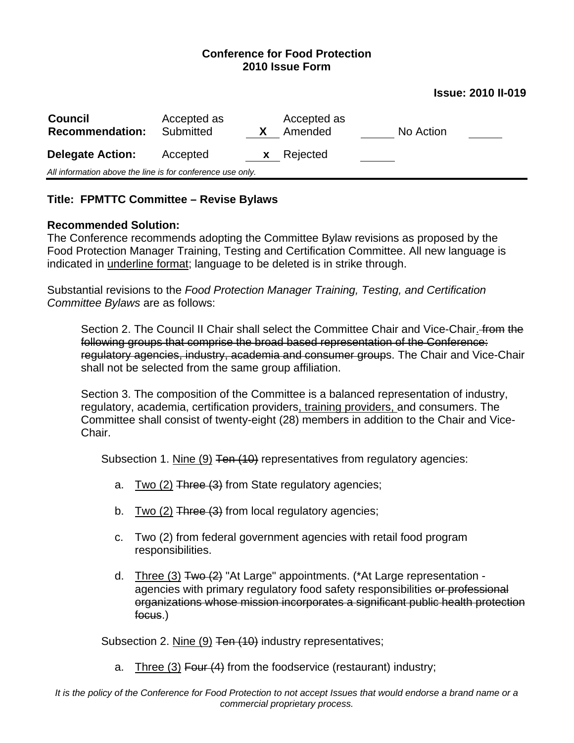**Conference for Food Protection**
**2010 Issue Form**

**Issue: 2010 II-019**

| | | | | | |
|---|---|---|---|---|---|
| **Council Recommendation:** | Accepted as Submitted | X | Accepted as Amended | | No Action |
| **Delegate Action:** | Accepted | x | Rejected | | |

*All information above the line is for conference use only.*

---

**Title: FPMTTC Committee – Revise Bylaws**

**Recommended Solution:**

The Conference recommends adopting the Committee Bylaw revisions as proposed by the Food Protection Manager Training, Testing and Certification Committee. All new language is indicated in <u>underline format</u>; language to be deleted is in strike through.

Substantial revisions to the *Food Protection Manager Training, Testing, and Certification Committee Bylaws* are as follows:

> Section 2. The Council II Chair shall select the Committee Chair and Vice-Chair<u>.</u> ~~from the following groups that comprise the broad based representation of the Conference: regulatory agencies, industry, academia and consumer group~~s. The Chair and Vice-Chair shall not be selected from the same group affiliation.
>
> Section 3. The composition of the Committee is a balanced representation of industry, regulatory, academia, certification providers<u>, training providers,</u> and consumers. The Committee shall consist of twenty-eight (28) members in addition to the Chair and Vice-Chair.
>
> Subsection 1. <u>Nine (9)</u> ~~Ten (10)~~ representatives from regulatory agencies:
>
> a. <u>Two (2)</u> ~~Three (3)~~ from State regulatory agencies;
>
> b. <u>Two (2)</u> ~~Three (3)~~ from local regulatory agencies;
>
> c. Two (2) from federal government agencies with retail food program responsibilities.
>
> d. <u>Three (3)</u> ~~Two (2)~~ "At Large" appointments. (*At Large representation - agencies with primary regulatory food safety responsibilities ~~or professional organizations whose mission incorporates a significant public health protection focus~~.)
>
> Subsection 2. <u>Nine (9)</u> ~~Ten (10)~~ industry representatives;
>
> a. <u>Three (3)</u> ~~Four (4)~~ from the foodservice (restaurant) industry;

*It is the policy of the Conference for Food Protection to not accept Issues that would endorse a brand name or a commercial proprietary process.*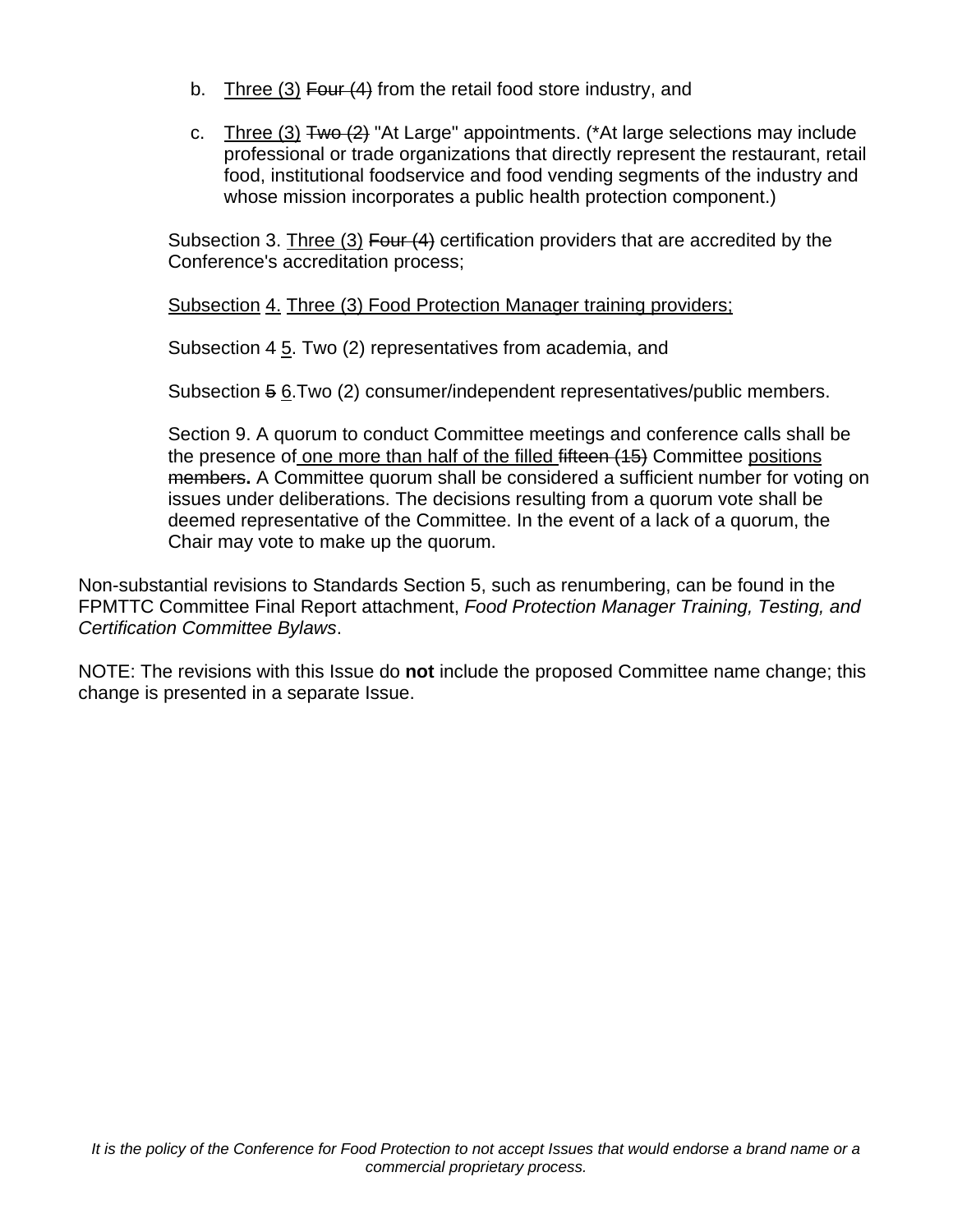b. <u>Three (3)</u> ~~Four (4)~~ from the retail food store industry, and

c. <u>Three (3)</u> ~~Two (2)~~ "At Large" appointments. (*At large selections may include professional or trade organizations that directly represent the restaurant, retail food, institutional foodservice and food vending segments of the industry and whose mission incorporates a public health protection component.)

Subsection 3. <u>Three (3)</u> ~~Four (4)~~ certification providers that are accredited by the Conference's accreditation process;

<u>Subsection</u> <u>4.</u> <u>Three (3) Food Protection Manager training providers;</u>

Subsection 4 <u>5</u>. Two (2) representatives from academia, and

Subsection ~~5~~ <u>6</u>.Two (2) consumer/independent representatives/public members.

Section 9. A quorum to conduct Committee meetings and conference calls shall be the presence of<u> one more than half of the filled </u>~~fifteen (15)~~ Committee <u>positions</u> ~~members~~**.** A Committee quorum shall be considered a sufficient number for voting on issues under deliberations. The decisions resulting from a quorum vote shall be deemed representative of the Committee. In the event of a lack of a quorum, the Chair may vote to make up the quorum.

Non-substantial revisions to Standards Section 5, such as renumbering, can be found in the FPMTTC Committee Final Report attachment, *Food Protection Manager Training, Testing, and Certification Committee Bylaws*.

NOTE: The revisions with this Issue do **not** include the proposed Committee name change; this change is presented in a separate Issue.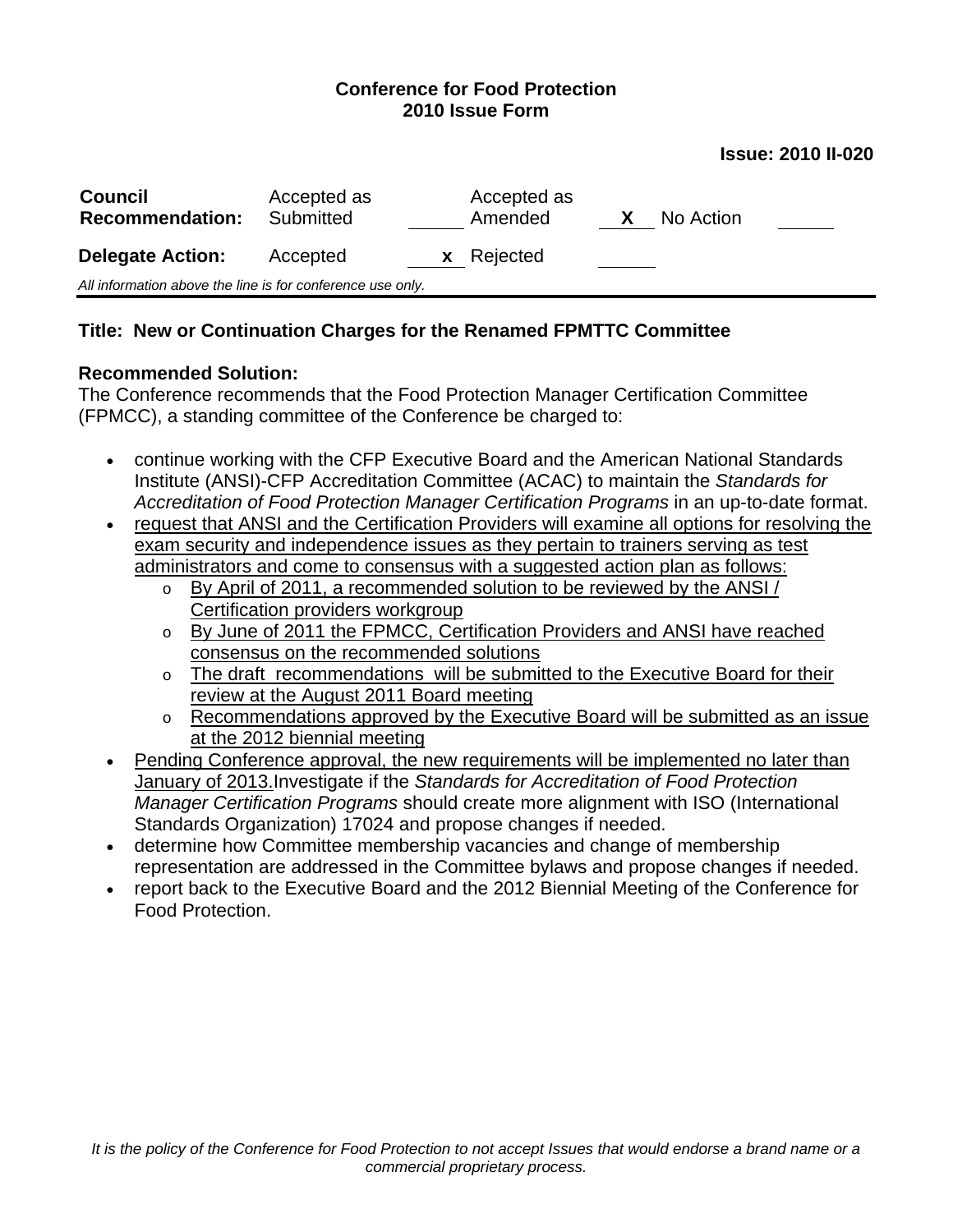**Conference for Food Protection**
**2010 Issue Form**

**Issue: 2010 II-020**

| **Council Recommendation:** | Accepted as Submitted | ______ | Accepted as Amended | **X** | No Action | ______ |
|---|---|---|---|---|---|---|
| **Delegate Action:** | Accepted | **x** | Rejected | ______ | | |

*All information above the line is for conference use only.*

---

**Title: New or Continuation Charges for the Renamed FPMTTC Committee**

**Recommended Solution:**
The Conference recommends that the Food Protection Manager Certification Committee (FPMCC), a standing committee of the Conference be charged to:

- continue working with the CFP Executive Board and the American National Standards Institute (ANSI)-CFP Accreditation Committee (ACAC) to maintain the *Standards for Accreditation of Food Protection Manager Certification Programs* in an up-to-date format.
- <u>request that ANSI and the Certification Providers will examine all options for resolving the exam security and independence issues as they pertain to trainers serving as test administrators and come to consensus with a suggested action plan as follows:</u>
  - <u>By April of 2011, a recommended solution to be reviewed by the ANSI / Certification providers workgroup</u>
  - <u>By June of 2011 the FPMCC, Certification Providers and ANSI have reached consensus on the recommended solutions</u>
  - <u>The draft recommendations will be submitted to the Executive Board for their review at the August 2011 Board meeting</u>
  - <u>Recommendations approved by the Executive Board will be submitted as an issue at the 2012 biennial meeting</u>
- <u>Pending Conference approval, the new requirements will be implemented no later than January of 2013.</u>Investigate if the *Standards for Accreditation of Food Protection Manager Certification Programs* should create more alignment with ISO (International Standards Organization) 17024 and propose changes if needed.
- determine how Committee membership vacancies and change of membership representation are addressed in the Committee bylaws and propose changes if needed.
- report back to the Executive Board and the 2012 Biennial Meeting of the Conference for Food Protection.

*It is the policy of the Conference for Food Protection to not accept Issues that would endorse a brand name or a commercial proprietary process.*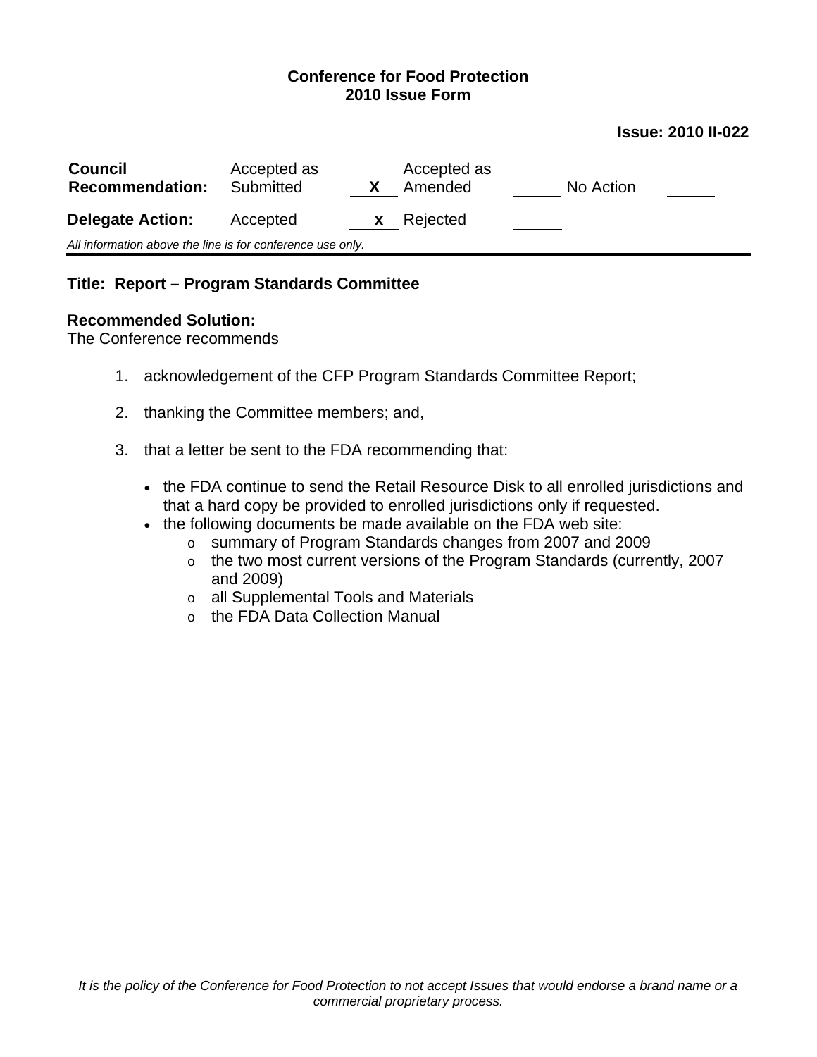**Conference for Food Protection**
**2010 Issue Form**

**Issue: 2010 II-022**

| **Council Recommendation:** | Accepted as Submitted | X | Accepted as Amended | | No Action | |
|---|---|---|---|---|---|---|
| **Delegate Action:** | Accepted | x | Rejected | | | |

*All information above the line is for conference use only.*

---

**Title: Report – Program Standards Committee**

**Recommended Solution:**
The Conference recommends

1. acknowledgement of the CFP Program Standards Committee Report;
2. thanking the Committee members; and,
3. that a letter be sent to the FDA recommending that:
    - the FDA continue to send the Retail Resource Disk to all enrolled jurisdictions and that a hard copy be provided to enrolled jurisdictions only if requested.
    - the following documents be made available on the FDA web site:
        - summary of Program Standards changes from 2007 and 2009
        - the two most current versions of the Program Standards (currently, 2007 and 2009)
        - all Supplemental Tools and Materials
        - the FDA Data Collection Manual

*It is the policy of the Conference for Food Protection to not accept Issues that would endorse a brand name or a commercial proprietary process.*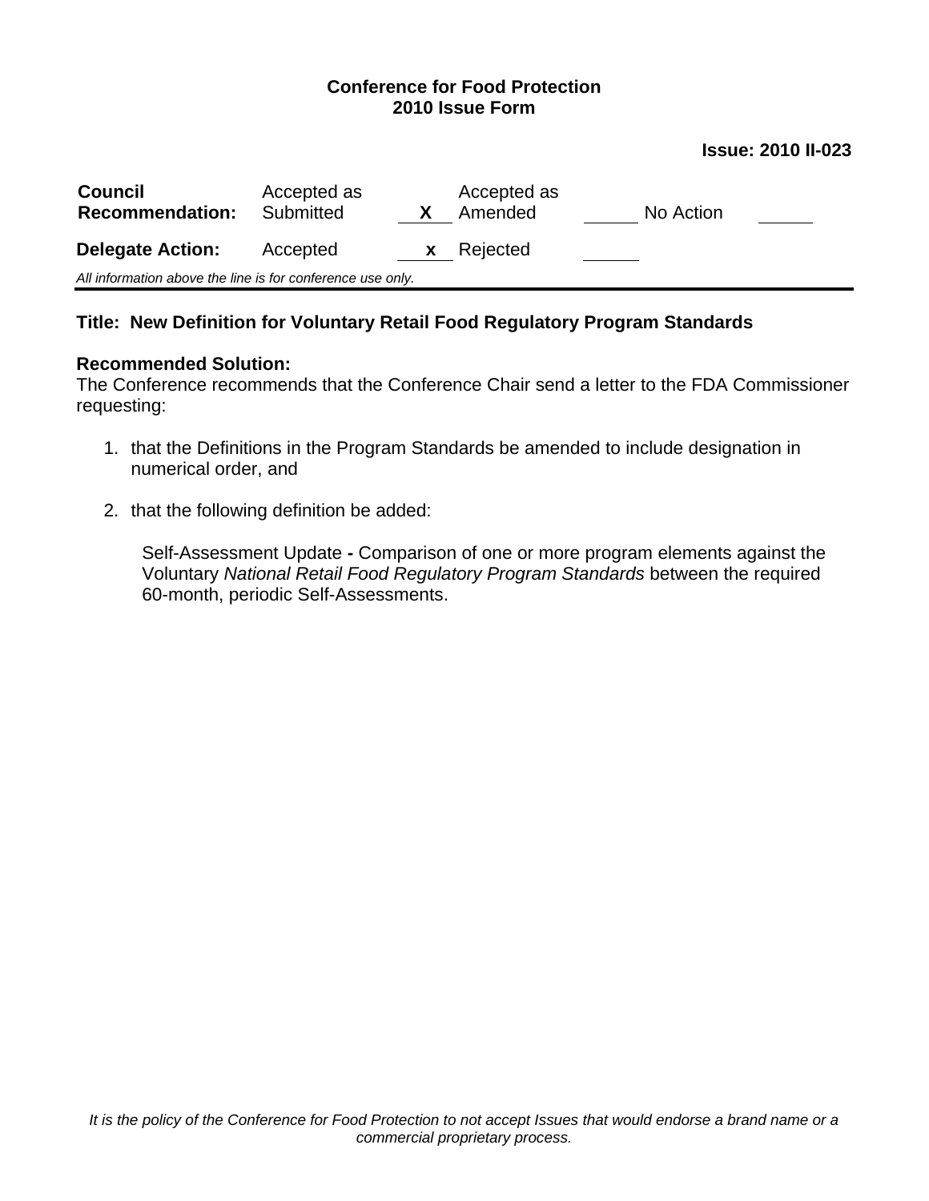**Conference for Food Protection**
**2010 Issue Form**

**Issue: 2010 II-023**

| **Council Recommendation:** | Accepted as Submitted | X | Accepted as Amended | | No Action | |
|---|---|---|---|---|---|---|
| **Delegate Action:** | Accepted | x | Rejected | | | |

*All information above the line is for conference use only.*

---

**Title: New Definition for Voluntary Retail Food Regulatory Program Standards**

**Recommended Solution:**
The Conference recommends that the Conference Chair send a letter to the FDA Commissioner requesting:

1. that the Definitions in the Program Standards be amended to include designation in numerical order, and

2. that the following definition be added:

   Self-Assessment Update **-** Comparison of one or more program elements against the Voluntary *National Retail Food Regulatory Program Standards* between the required 60-month, periodic Self-Assessments.

*It is the policy of the Conference for Food Protection to not accept Issues that would endorse a brand name or a commercial proprietary process.*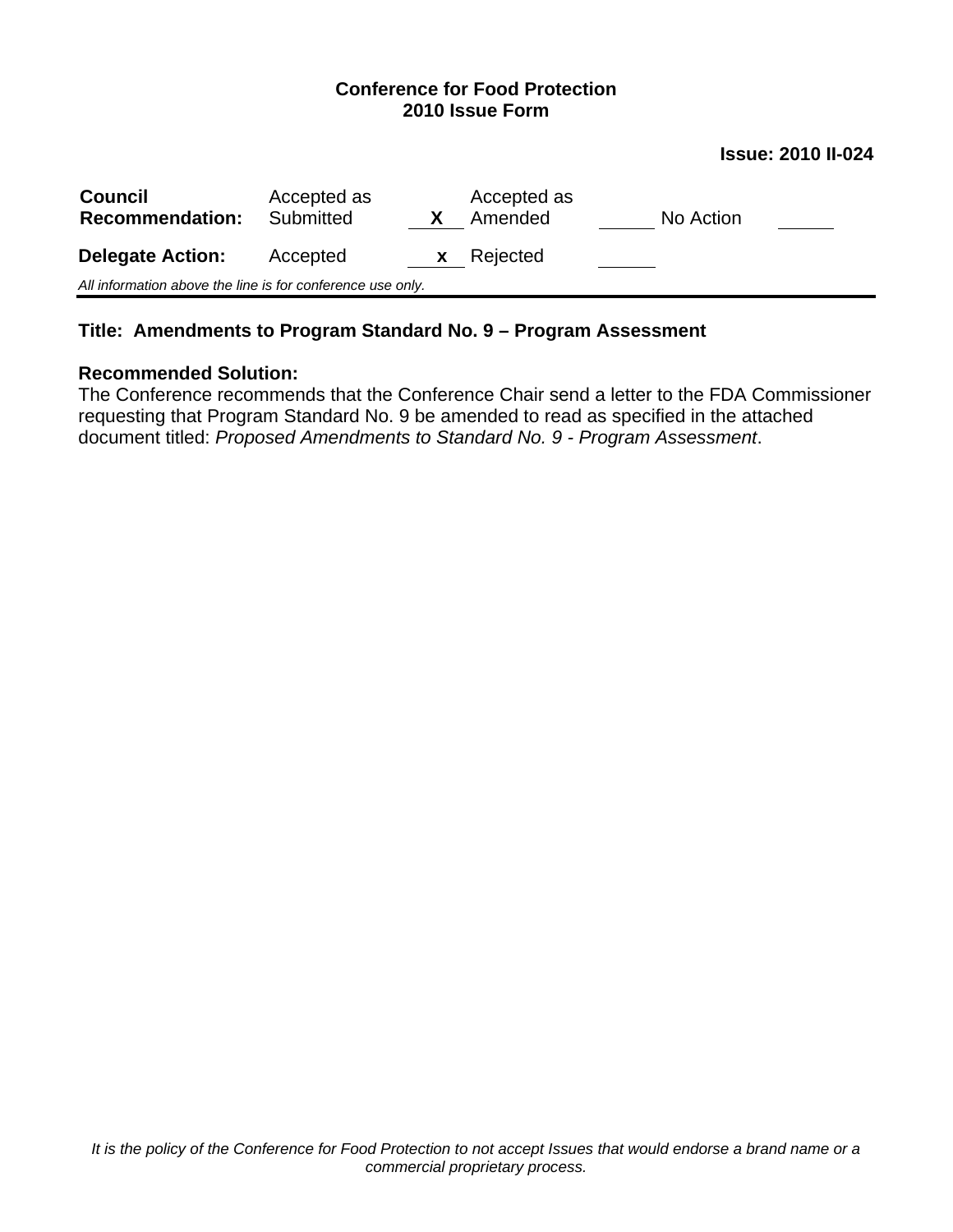**Conference for Food Protection**
**2010 Issue Form**

**Issue: 2010 II-024**

| **Council Recommendation:** | Accepted as Submitted | X | Accepted as Amended | | No Action | |
|---|---|---|---|---|---|---|
| **Delegate Action:** | Accepted | x | Rejected | | | |

*All information above the line is for conference use only.*

---

**Title: Amendments to Program Standard No. 9 – Program Assessment**

**Recommended Solution:**
The Conference recommends that the Conference Chair send a letter to the FDA Commissioner requesting that Program Standard No. 9 be amended to read as specified in the attached document titled: *Proposed Amendments to Standard No. 9 - Program Assessment*.

*It is the policy of the Conference for Food Protection to not accept Issues that would endorse a brand name or a commercial proprietary process.*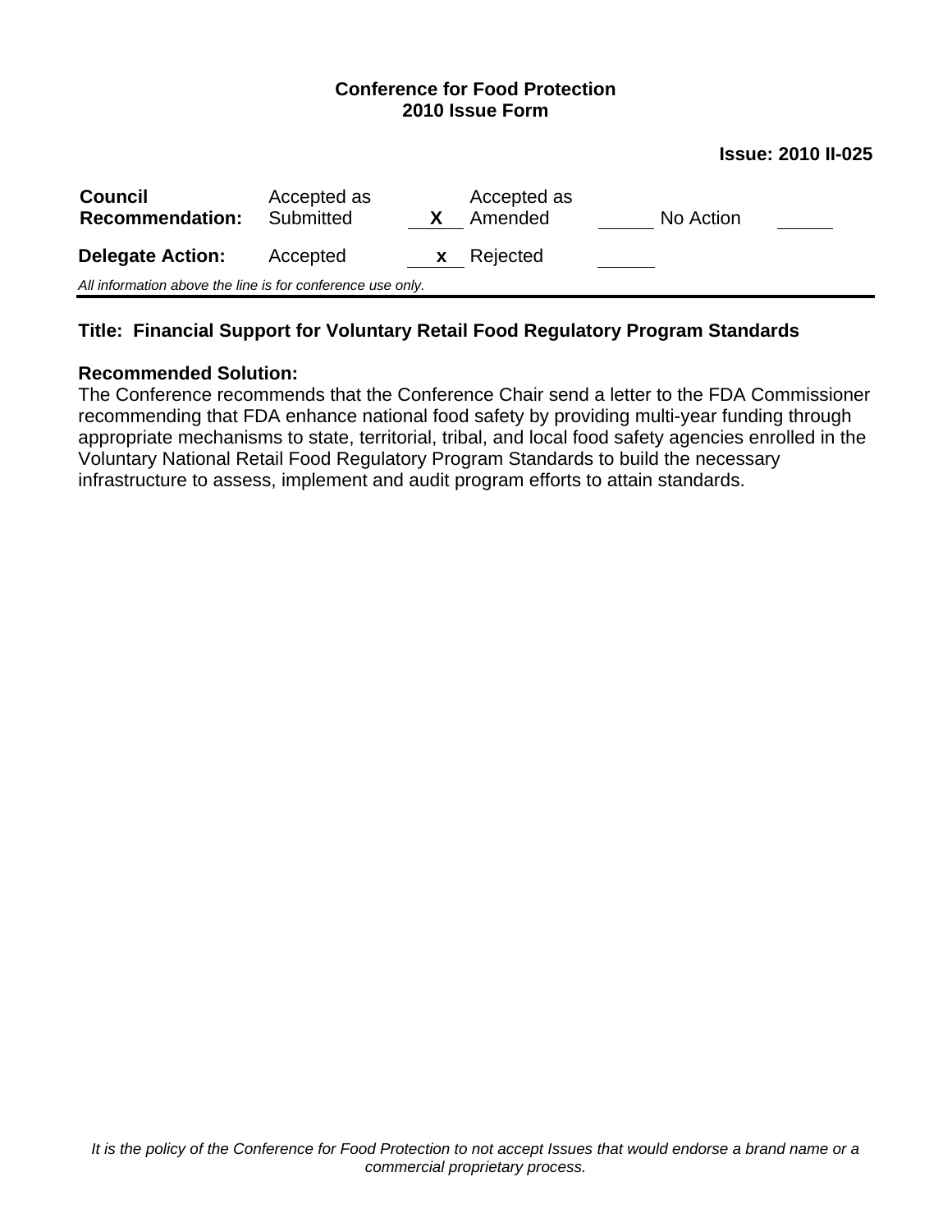**Conference for Food Protection**
**2010 Issue Form**

**Issue: 2010 II-025**

| **Council Recommendation:** | Accepted as Submitted | X | Accepted as Amended | | No Action | |
|---|---|---|---|---|---|---|
| **Delegate Action:** | Accepted | x | Rejected | | | |

*All information above the line is for conference use only.*

**Title: Financial Support for Voluntary Retail Food Regulatory Program Standards**

**Recommended Solution:**
The Conference recommends that the Conference Chair send a letter to the FDA Commissioner recommending that FDA enhance national food safety by providing multi-year funding through appropriate mechanisms to state, territorial, tribal, and local food safety agencies enrolled in the Voluntary National Retail Food Regulatory Program Standards to build the necessary infrastructure to assess, implement and audit program efforts to attain standards.

*It is the policy of the Conference for Food Protection to not accept Issues that would endorse a brand name or a commercial proprietary process.*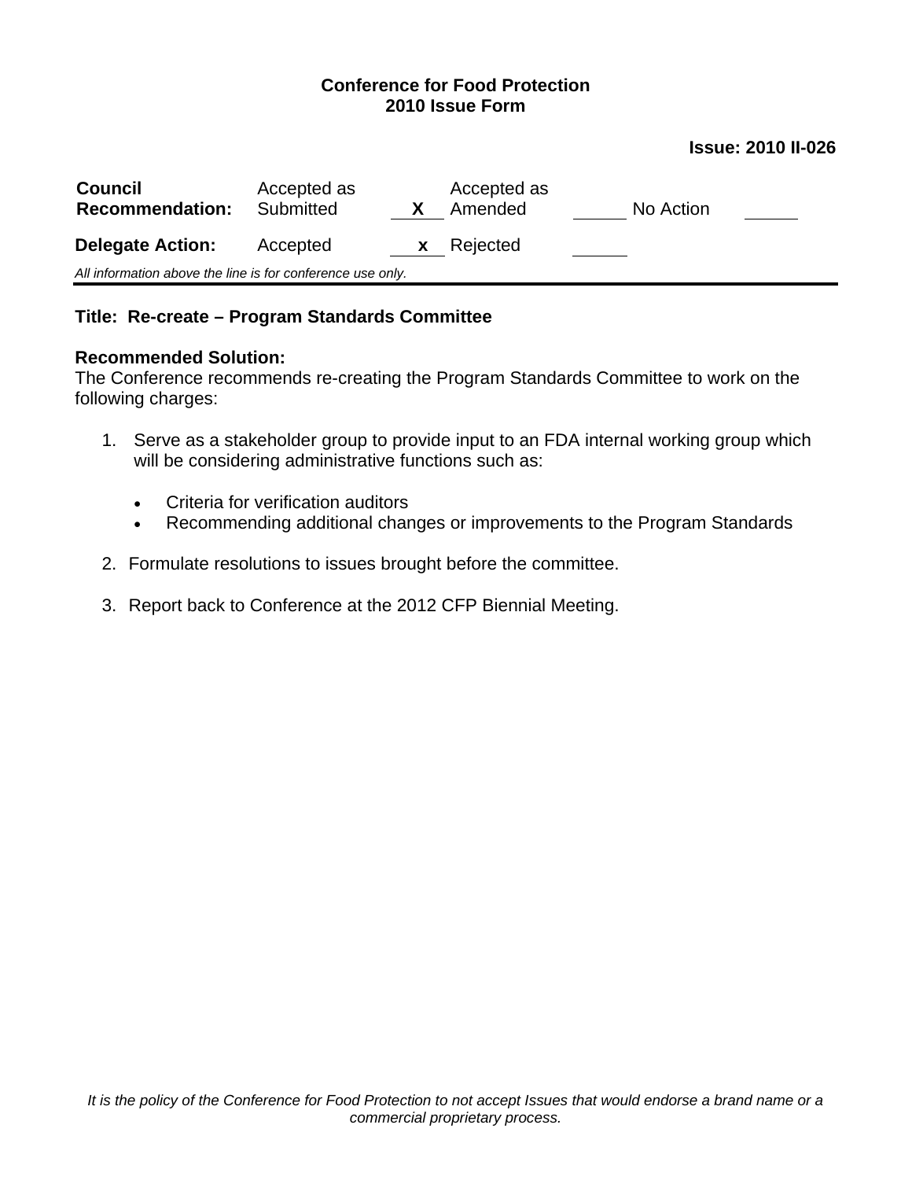**Conference for Food Protection**
**2010 Issue Form**

**Issue: 2010 II-026**

| **Council Recommendation:** | Accepted as Submitted | X | Accepted as Amended | | No Action | |
|---|---|---|---|---|---|---|
| **Delegate Action:** | Accepted | x | Rejected | | | |

*All information above the line is for conference use only.*

---

**Title: Re-create – Program Standards Committee**

**Recommended Solution:**
The Conference recommends re-creating the Program Standards Committee to work on the following charges:

1. Serve as a stakeholder group to provide input to an FDA internal working group which will be considering administrative functions such as:
   - Criteria for verification auditors
   - Recommending additional changes or improvements to the Program Standards
2. Formulate resolutions to issues brought before the committee.
3. Report back to Conference at the 2012 CFP Biennial Meeting.

*It is the policy of the Conference for Food Protection to not accept Issues that would endorse a brand name or a commercial proprietary process.*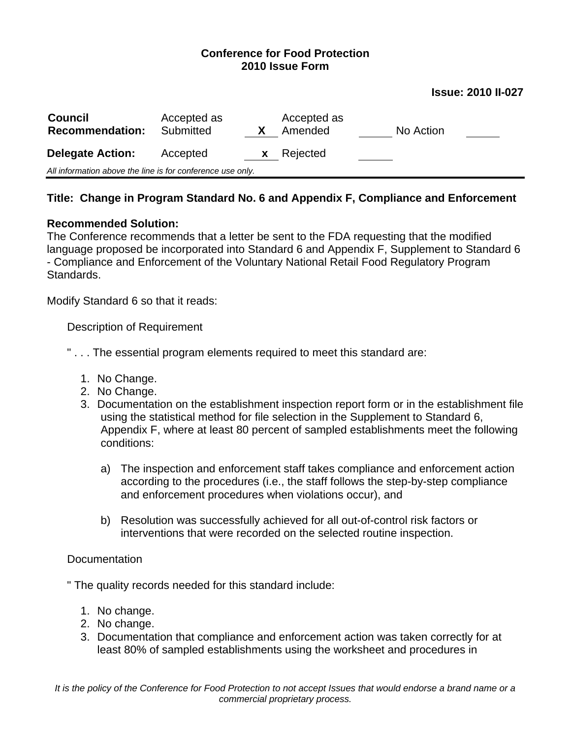**Conference for Food Protection**
**2010 Issue Form**

**Issue: 2010 II-027**

| **Council Recommendation:** | Accepted as Submitted | | Accepted as Amended | X | No Action | |
|---|---|---|---|---|---|---|
| **Delegate Action:** | Accepted | x | Rejected | | | |

*All information above the line is for conference use only.*

---

**Title: Change in Program Standard No. 6 and Appendix F, Compliance and Enforcement**

**Recommended Solution:**
The Conference recommends that a letter be sent to the FDA requesting that the modified language proposed be incorporated into Standard 6 and Appendix F, Supplement to Standard 6 - Compliance and Enforcement of the Voluntary National Retail Food Regulatory Program Standards.

Modify Standard 6 so that it reads:

Description of Requirement

" . . . The essential program elements required to meet this standard are:

1. No Change.
2. No Change.
3. Documentation on the establishment inspection report form or in the establishment file using the statistical method for file selection in the Supplement to Standard 6, Appendix F, where at least 80 percent of sampled establishments meet the following conditions:

   a) The inspection and enforcement staff takes compliance and enforcement action according to the procedures (i.e., the staff follows the step-by-step compliance and enforcement procedures when violations occur), and

   b) Resolution was successfully achieved for all out-of-control risk factors or interventions that were recorded on the selected routine inspection.

Documentation

" The quality records needed for this standard include:

1. No change.
2. No change.
3. Documentation that compliance and enforcement action was taken correctly for at least 80% of sampled establishments using the worksheet and procedures in

*It is the policy of the Conference for Food Protection to not accept Issues that would endorse a brand name or a commercial proprietary process.*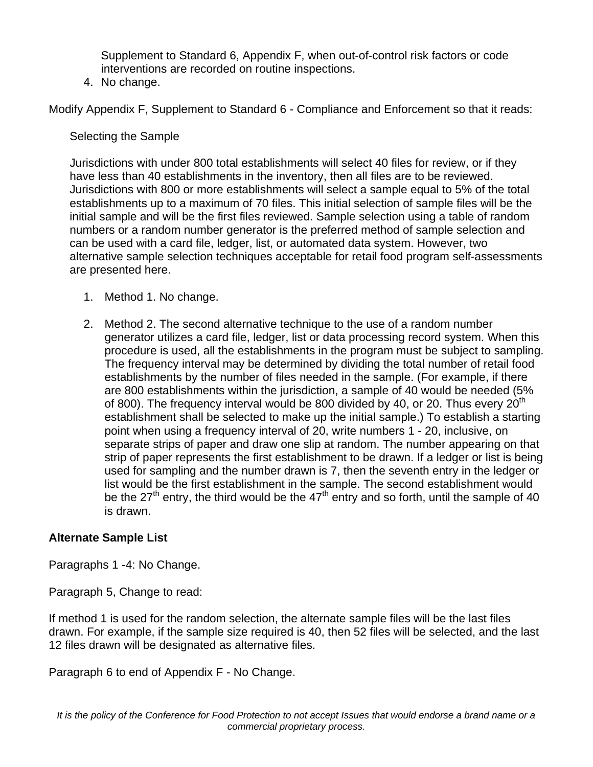Supplement to Standard 6, Appendix F, when out-of-control risk factors or code interventions are recorded on routine inspections.

4. No change.

Modify Appendix F, Supplement to Standard 6 - Compliance and Enforcement so that it reads:

Selecting the Sample

Jurisdictions with under 800 total establishments will select 40 files for review, or if they have less than 40 establishments in the inventory, then all files are to be reviewed. Jurisdictions with 800 or more establishments will select a sample equal to 5% of the total establishments up to a maximum of 70 files. This initial selection of sample files will be the initial sample and will be the first files reviewed. Sample selection using a table of random numbers or a random number generator is the preferred method of sample selection and can be used with a card file, ledger, list, or automated data system. However, two alternative sample selection techniques acceptable for retail food program self-assessments are presented here.

1. Method 1. No change.

2. Method 2. The second alternative technique to the use of a random number generator utilizes a card file, ledger, list or data processing record system. When this procedure is used, all the establishments in the program must be subject to sampling. The frequency interval may be determined by dividing the total number of retail food establishments by the number of files needed in the sample. (For example, if there are 800 establishments within the jurisdiction, a sample of 40 would be needed (5% of 800). The frequency interval would be 800 divided by 40, or 20. Thus every 20th establishment shall be selected to make up the initial sample.) To establish a starting point when using a frequency interval of 20, write numbers 1 - 20, inclusive, on separate strips of paper and draw one slip at random. The number appearing on that strip of paper represents the first establishment to be drawn. If a ledger or list is being used for sampling and the number drawn is 7, then the seventh entry in the ledger or list would be the first establishment in the sample. The second establishment would be the 27th entry, the third would be the 47th entry and so forth, until the sample of 40 is drawn.

**Alternate Sample List**

Paragraphs 1 -4: No Change.

Paragraph 5, Change to read:

If method 1 is used for the random selection, the alternate sample files will be the last files drawn. For example, if the sample size required is 40, then 52 files will be selected, and the last 12 files drawn will be designated as alternative files.

Paragraph 6 to end of Appendix F - No Change.

*It is the policy of the Conference for Food Protection to not accept Issues that would endorse a brand name or a commercial proprietary process.*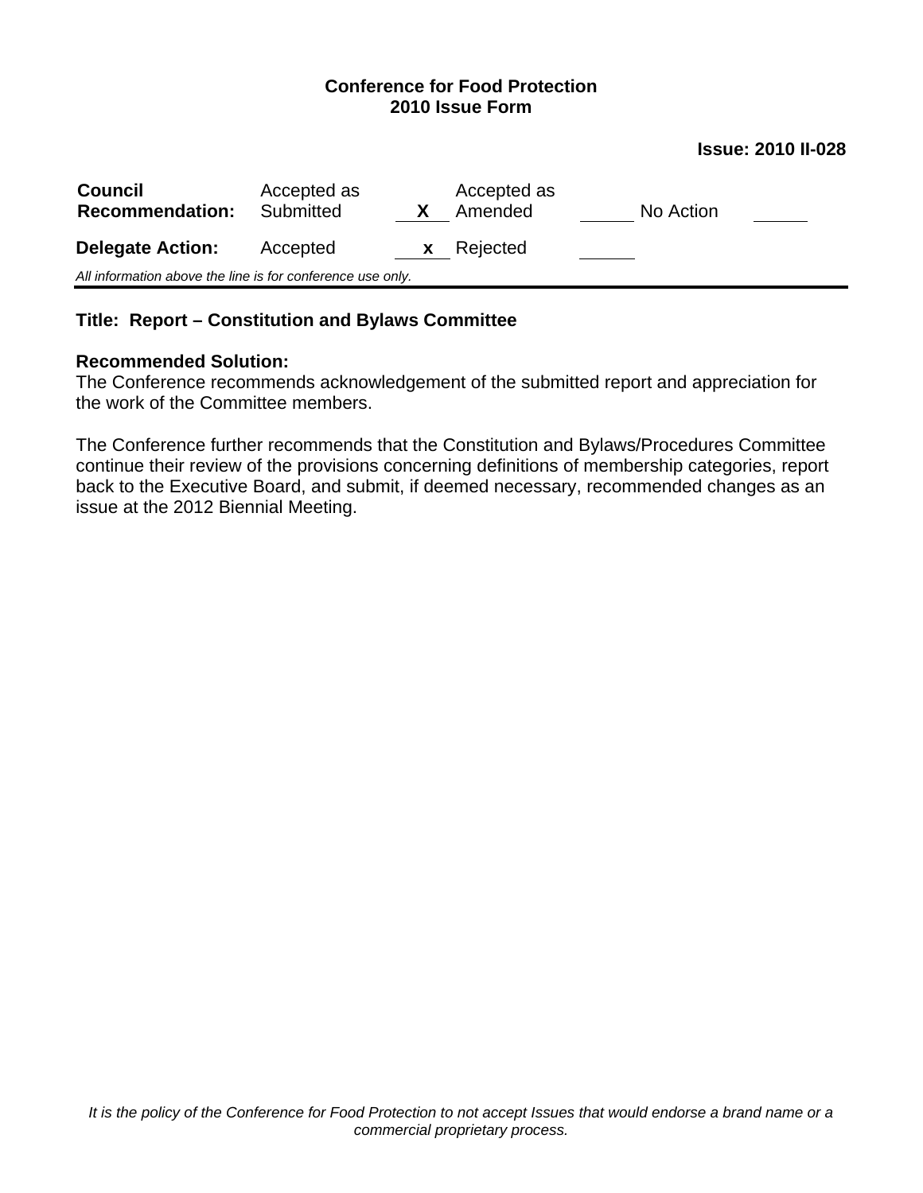**Conference for Food Protection**
**2010 Issue Form**

**Issue: 2010 II-028**

| **Council Recommendation:** | Accepted as Submitted | X | Accepted as Amended | | No Action | |
|---|---|---|---|---|---|---|
| **Delegate Action:** | Accepted | x | Rejected | | | |

*All information above the line is for conference use only.*

---

**Title: Report – Constitution and Bylaws Committee**

**Recommended Solution:**
The Conference recommends acknowledgement of the submitted report and appreciation for the work of the Committee members.

The Conference further recommends that the Constitution and Bylaws/Procedures Committee continue their review of the provisions concerning definitions of membership categories, report back to the Executive Board, and submit, if deemed necessary, recommended changes as an issue at the 2012 Biennial Meeting.

*It is the policy of the Conference for Food Protection to not accept Issues that would endorse a brand name or a commercial proprietary process.*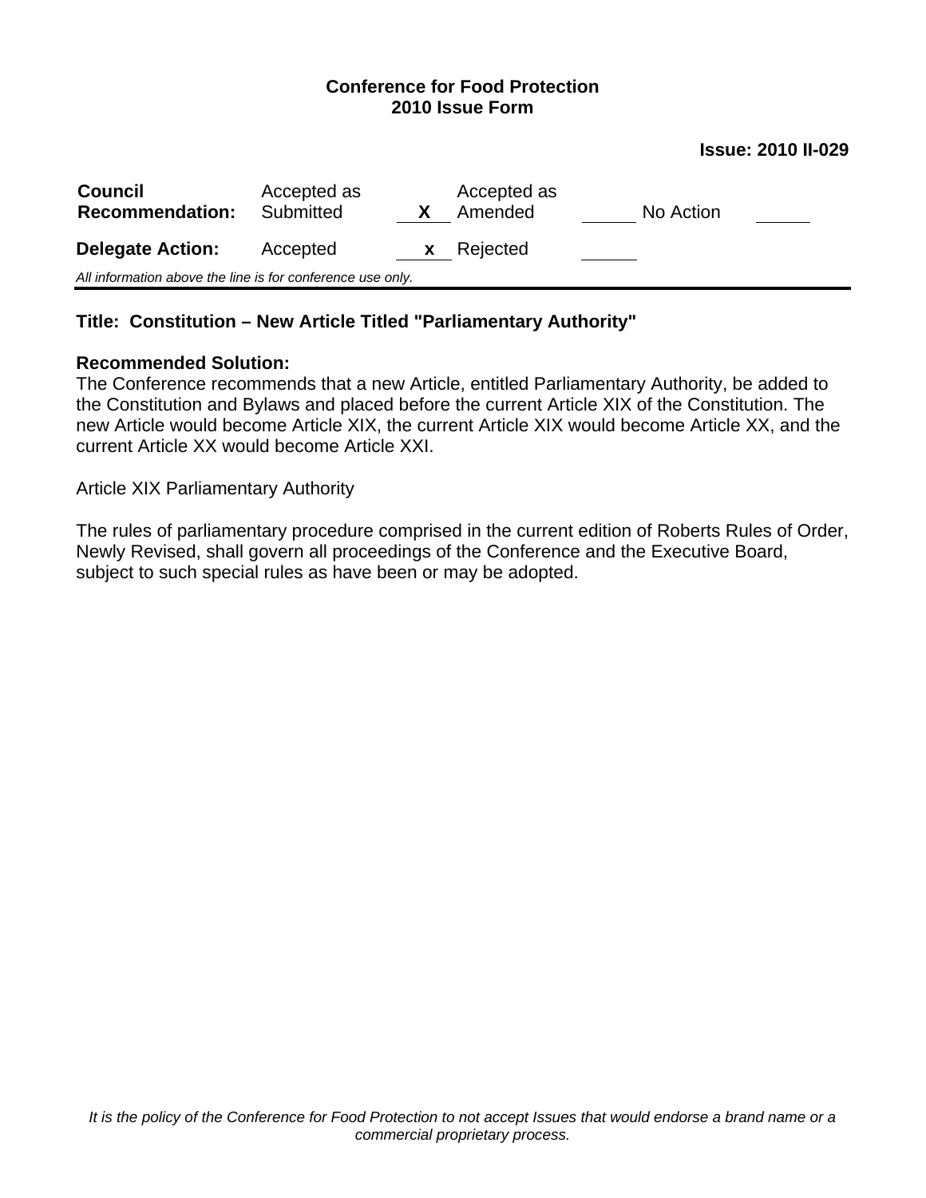**Conference for Food Protection**
**2010 Issue Form**

**Issue: 2010 II-029**

| **Council Recommendation:** | Accepted as Submitted | X | Accepted as Amended | | No Action | |
|---|---|---|---|---|---|---|
| **Delegate Action:** | Accepted | x | Rejected | | | |

*All information above the line is for conference use only.*

---

**Title: Constitution – New Article Titled "Parliamentary Authority"**

**Recommended Solution:**
The Conference recommends that a new Article, entitled Parliamentary Authority, be added to the Constitution and Bylaws and placed before the current Article XIX of the Constitution. The new Article would become Article XIX, the current Article XIX would become Article XX, and the current Article XX would become Article XXI.

Article XIX Parliamentary Authority

The rules of parliamentary procedure comprised in the current edition of Roberts Rules of Order, Newly Revised, shall govern all proceedings of the Conference and the Executive Board, subject to such special rules as have been or may be adopted.

*It is the policy of the Conference for Food Protection to not accept Issues that would endorse a brand name or a commercial proprietary process.*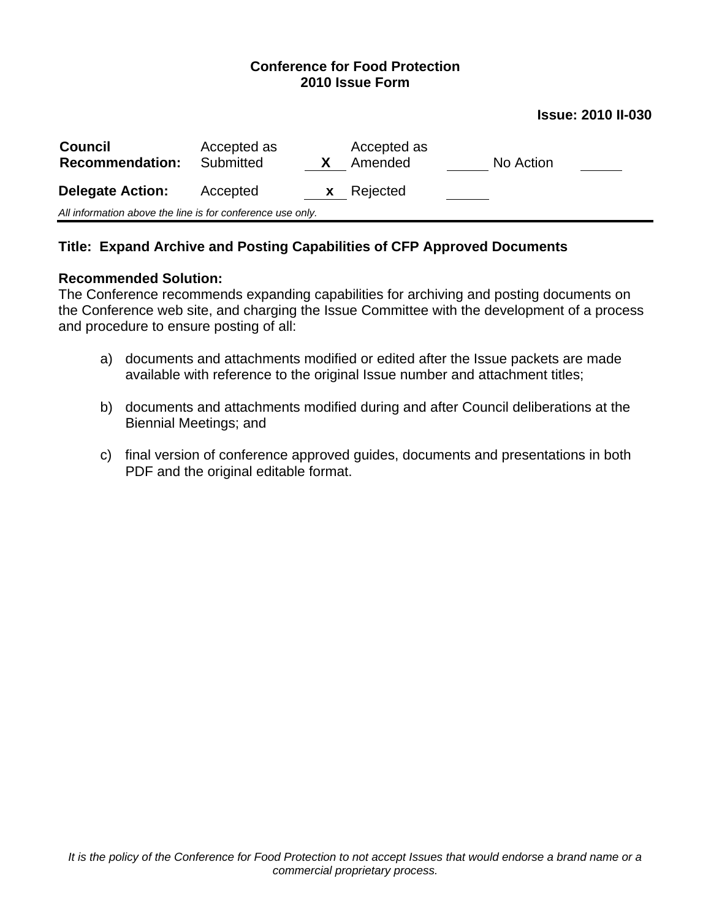**Conference for Food Protection**
**2010 Issue Form**

**Issue: 2010 II-030**

| **Council Recommendation:** | Accepted as Submitted | X | Accepted as Amended | | No Action | |
|---|---|---|---|---|---|---|
| **Delegate Action:** | Accepted | x | Rejected | | | |

*All information above the line is for conference use only.*

---

**Title: Expand Archive and Posting Capabilities of CFP Approved Documents**

**Recommended Solution:**
The Conference recommends expanding capabilities for archiving and posting documents on the Conference web site, and charging the Issue Committee with the development of a process and procedure to ensure posting of all:

a) documents and attachments modified or edited after the Issue packets are made available with reference to the original Issue number and attachment titles;

b) documents and attachments modified during and after Council deliberations at the Biennial Meetings; and

c) final version of conference approved guides, documents and presentations in both PDF and the original editable format.

*It is the policy of the Conference for Food Protection to not accept Issues that would endorse a brand name or a commercial proprietary process.*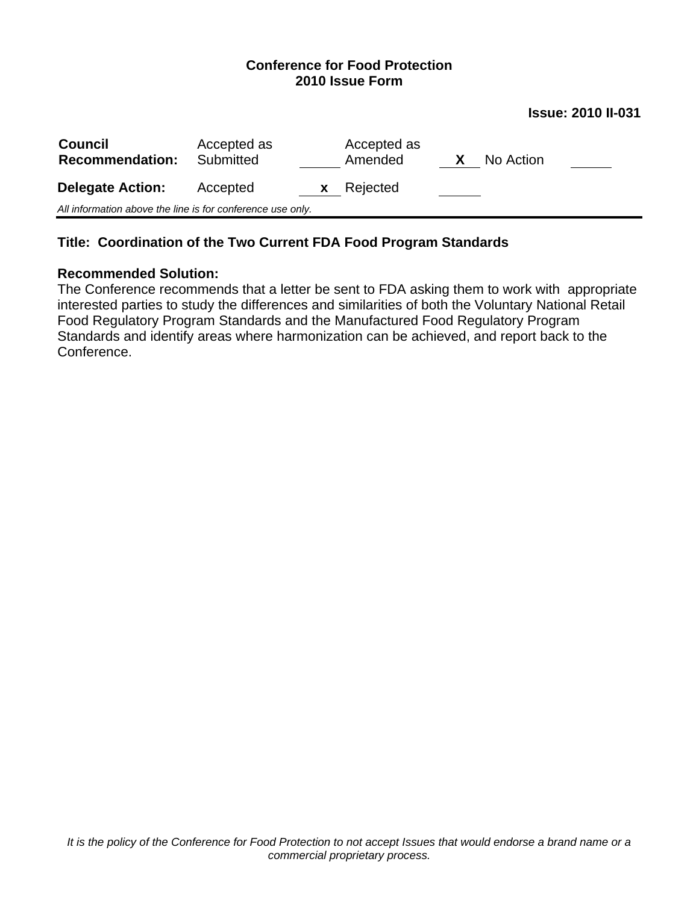**Conference for Food Protection**
**2010 Issue Form**

**Issue: 2010 II-031**

| | | | | | | |
|---|---|---|---|---|---|---|
| **Council Recommendation:** | Accepted as Submitted | ___ | Accepted as Amended | **X** | No Action | ___ |
| **Delegate Action:** | Accepted | **x** | Rejected | ___ | | |

*All information above the line is for conference use only.*

---

**Title: Coordination of the Two Current FDA Food Program Standards**

**Recommended Solution:**
The Conference recommends that a letter be sent to FDA asking them to work with appropriate interested parties to study the differences and similarities of both the Voluntary National Retail Food Regulatory Program Standards and the Manufactured Food Regulatory Program Standards and identify areas where harmonization can be achieved, and report back to the Conference.

*It is the policy of the Conference for Food Protection to not accept Issues that would endorse a brand name or a commercial proprietary process.*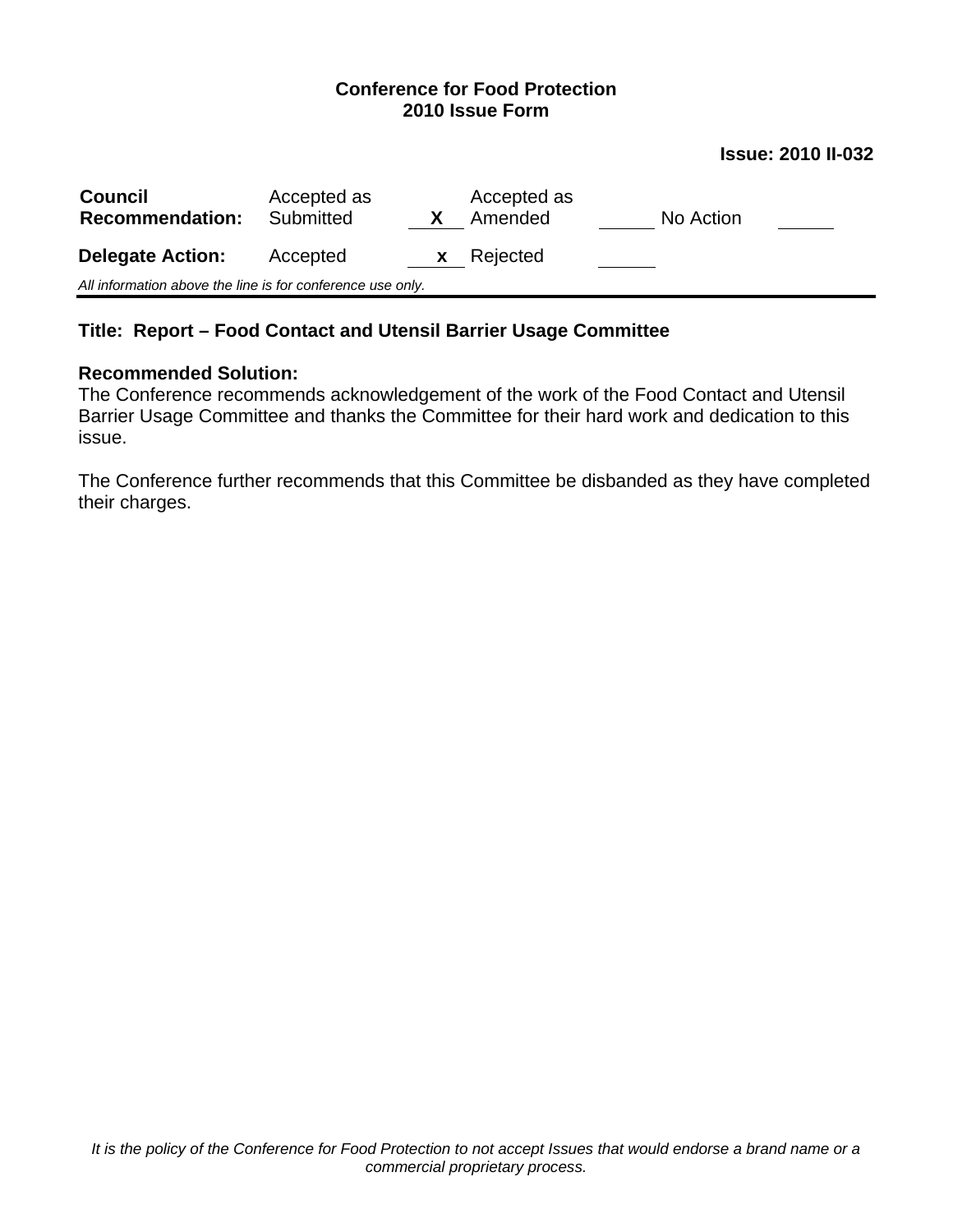**Conference for Food Protection**
**2010 Issue Form**

**Issue: 2010 II-032**

| **Council Recommendation:** | Accepted as Submitted | X | Accepted as Amended | | No Action | |
|---|---|---|---|---|---|---|
| **Delegate Action:** | Accepted | x | Rejected | | | |

*All information above the line is for conference use only.*

---

**Title: Report – Food Contact and Utensil Barrier Usage Committee**

**Recommended Solution:**
The Conference recommends acknowledgement of the work of the Food Contact and Utensil Barrier Usage Committee and thanks the Committee for their hard work and dedication to this issue.

The Conference further recommends that this Committee be disbanded as they have completed their charges.

*It is the policy of the Conference for Food Protection to not accept Issues that would endorse a brand name or a commercial proprietary process.*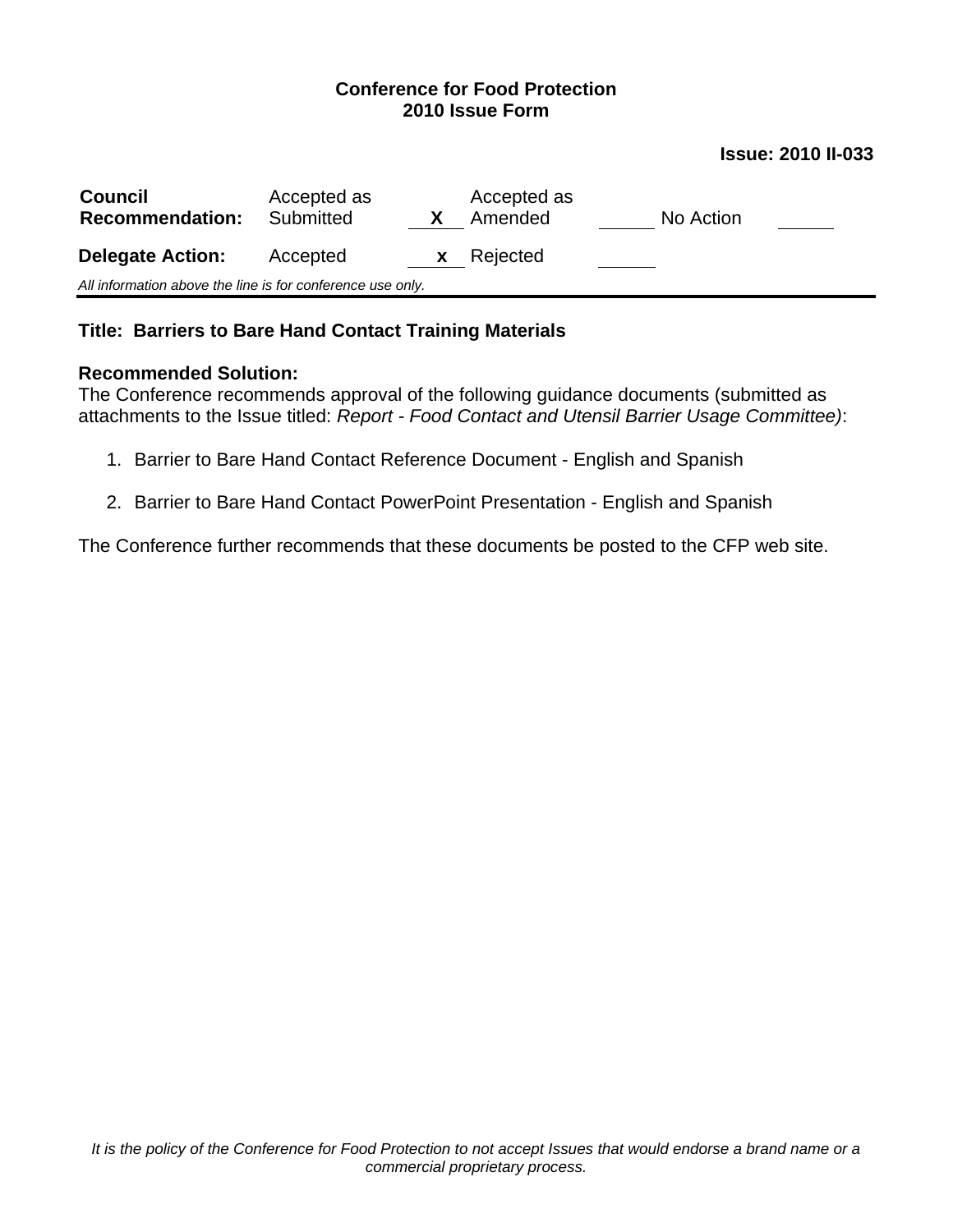**Conference for Food Protection**
**2010 Issue Form**

**Issue: 2010 II-033**

| **Council Recommendation:** | Accepted as Submitted | X | Accepted as Amended | | No Action | |
|---|---|---|---|---|---|---|
| **Delegate Action:** | Accepted | x | Rejected | | | |

*All information above the line is for conference use only.*

---

**Title: Barriers to Bare Hand Contact Training Materials**

**Recommended Solution:**
The Conference recommends approval of the following guidance documents (submitted as attachments to the Issue titled: *Report - Food Contact and Utensil Barrier Usage Committee)*:

1. Barrier to Bare Hand Contact Reference Document - English and Spanish

2. Barrier to Bare Hand Contact PowerPoint Presentation - English and Spanish

The Conference further recommends that these documents be posted to the CFP web site.

*It is the policy of the Conference for Food Protection to not accept Issues that would endorse a brand name or a commercial proprietary process.*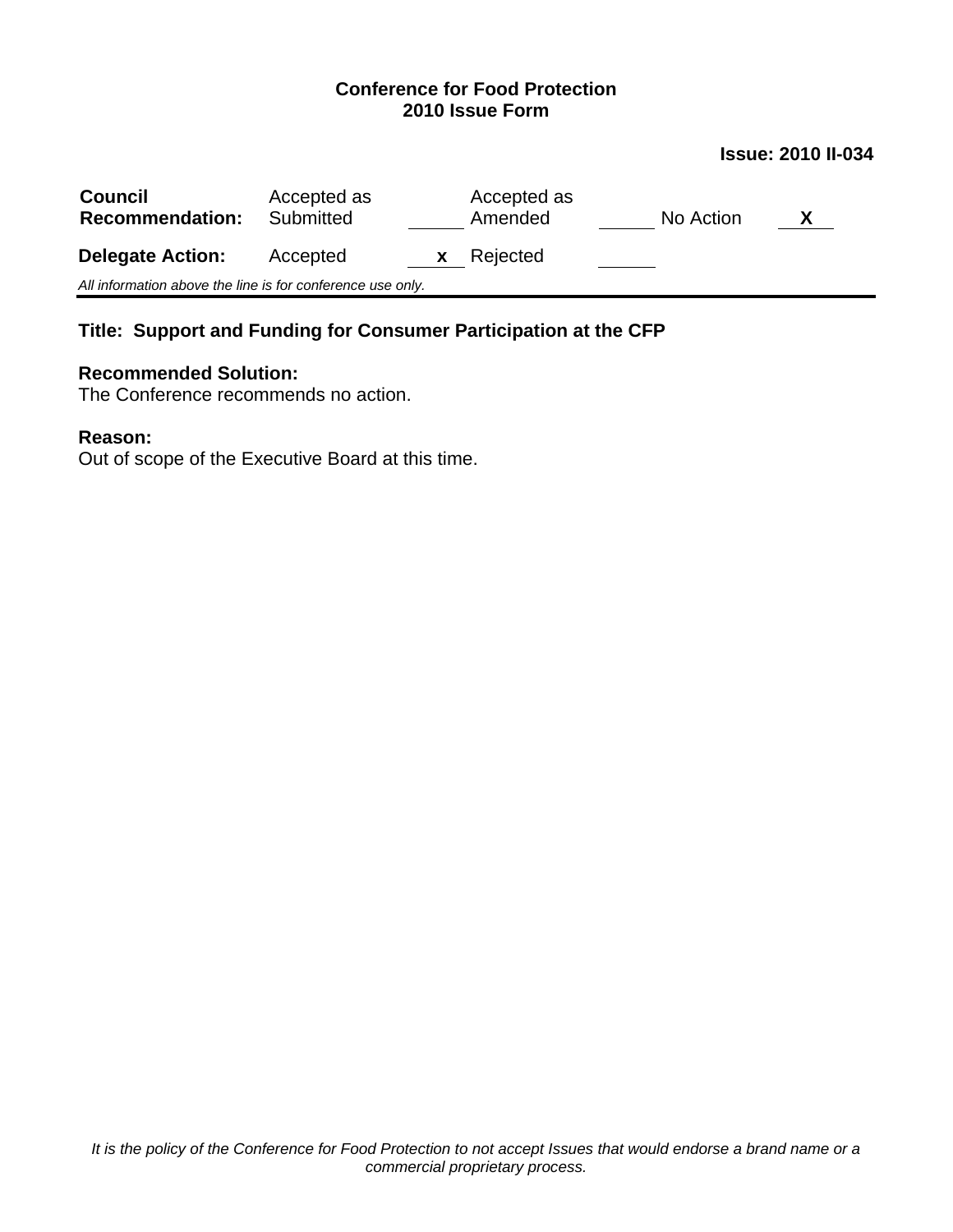**Conference for Food Protection**
**2010 Issue Form**

**Issue: 2010 II-034**

| **Council Recommendation:** | Accepted as Submitted | ____ | Accepted as Amended | ____ | No Action | X |
|---|---|---|---|---|---|---|
| **Delegate Action:** | Accepted | x | Rejected | ____ | | |

*All information above the line is for conference use only.*

---

**Title: Support and Funding for Consumer Participation at the CFP**

**Recommended Solution:**
The Conference recommends no action.

**Reason:**
Out of scope of the Executive Board at this time.

*It is the policy of the Conference for Food Protection to not accept Issues that would endorse a brand name or a commercial proprietary process.*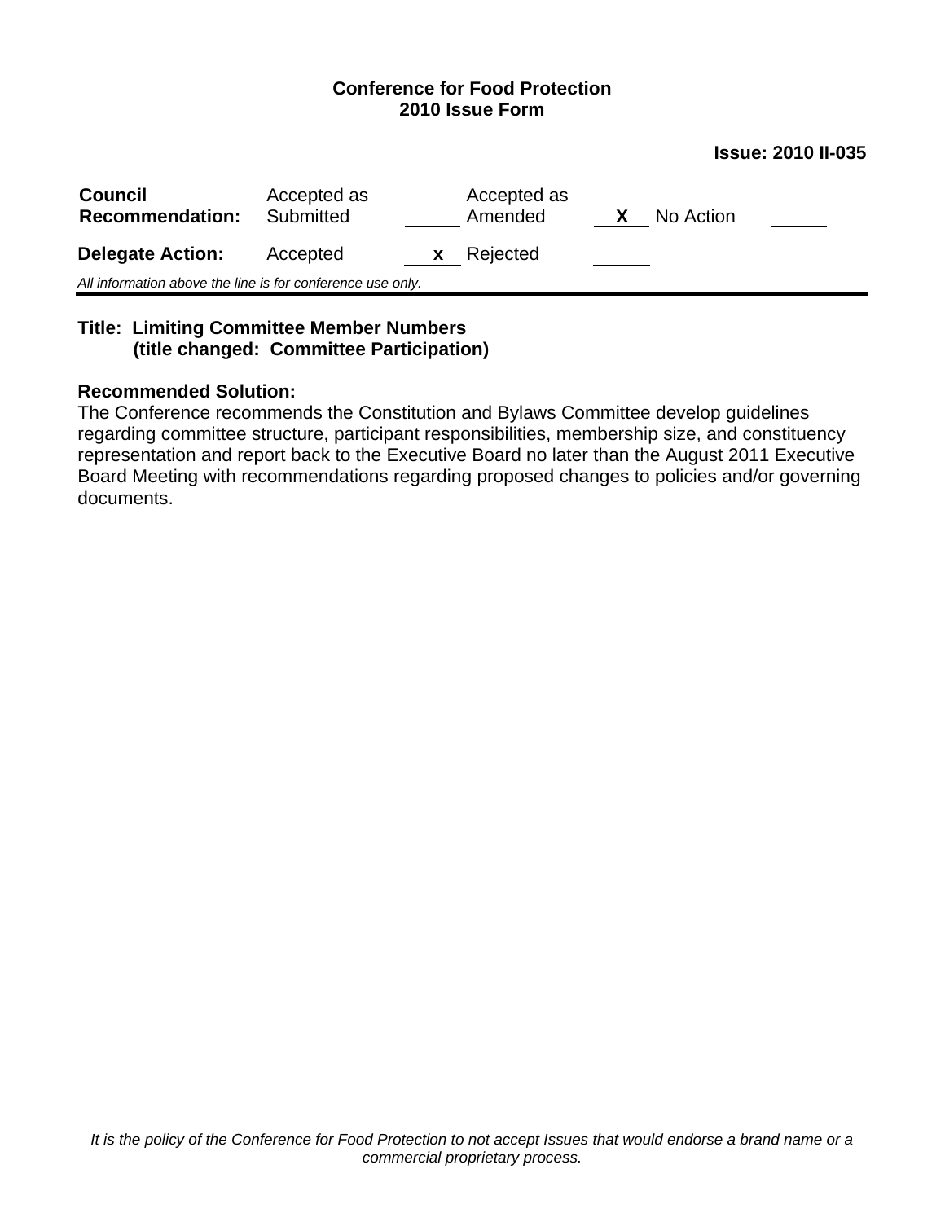**Conference for Food Protection**
**2010 Issue Form**

**Issue: 2010 II-035**

| **Council Recommendation:** | Accepted as Submitted | ____ | Accepted as Amended | **X** | No Action | ____ |
|---|---|---|---|---|---|---|
| **Delegate Action:** | Accepted | **x** | Rejected | ____ | | |

*All information above the line is for conference use only.*

---

**Title: Limiting Committee Member Numbers**
**(title changed: Committee Participation)**

**Recommended Solution:**
The Conference recommends the Constitution and Bylaws Committee develop guidelines regarding committee structure, participant responsibilities, membership size, and constituency representation and report back to the Executive Board no later than the August 2011 Executive Board Meeting with recommendations regarding proposed changes to policies and/or governing documents.

*It is the policy of the Conference for Food Protection to not accept Issues that would endorse a brand name or a commercial proprietary process.*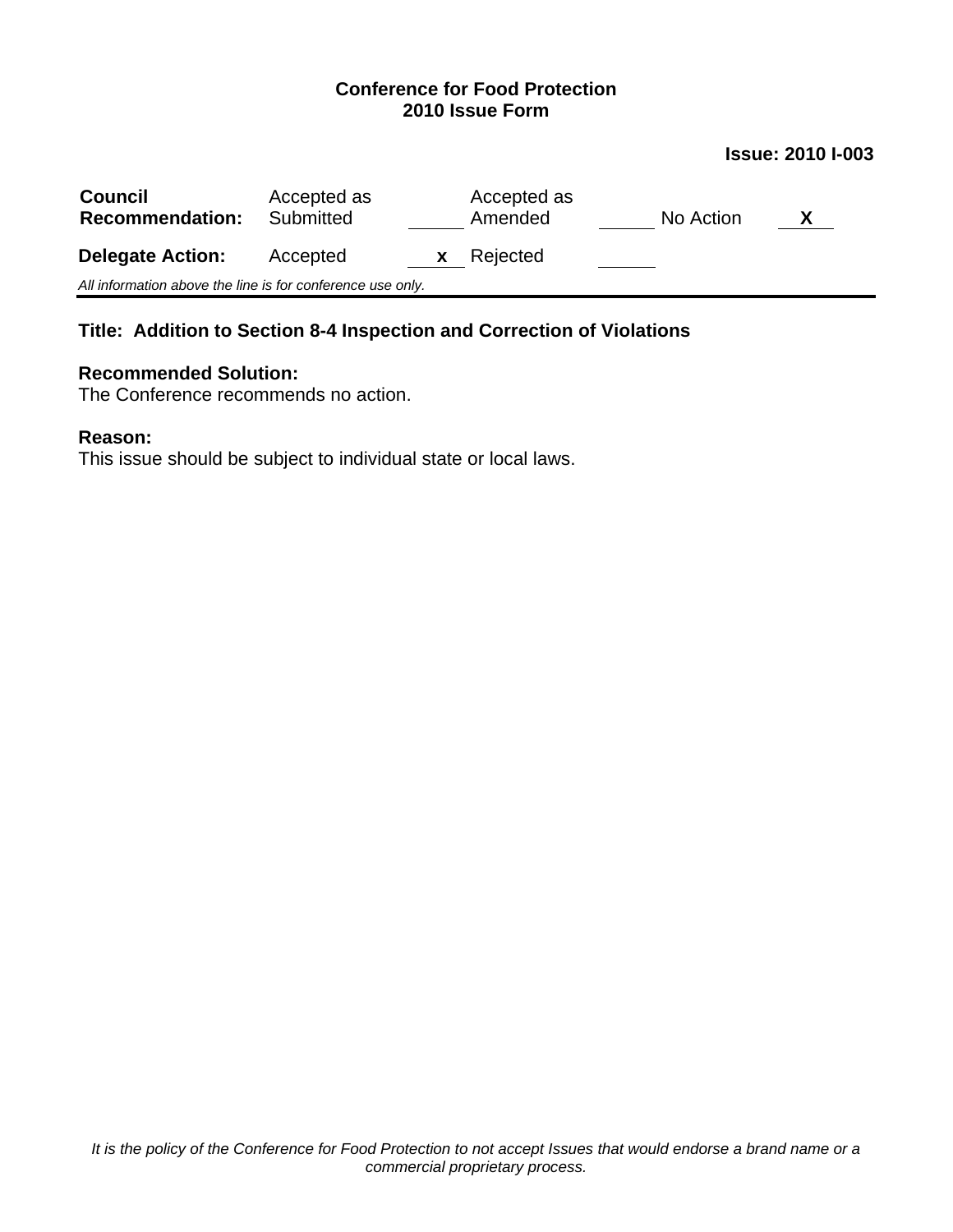**Conference for Food Protection**
**2010 Issue Form**

**Issue: 2010 I-003**

| | | | | | | |
|---|---|---|---|---|---|---|
| **Council Recommendation:** | Accepted as Submitted | | Accepted as Amended | | No Action | **X** |
| **Delegate Action:** | Accepted | **x** | Rejected | | | |

*All information above the line is for conference use only.*

---

**Title: Addition to Section 8-4 Inspection and Correction of Violations**

**Recommended Solution:**
The Conference recommends no action.

**Reason:**
This issue should be subject to individual state or local laws.

*It is the policy of the Conference for Food Protection to not accept Issues that would endorse a brand name or a commercial proprietary process.*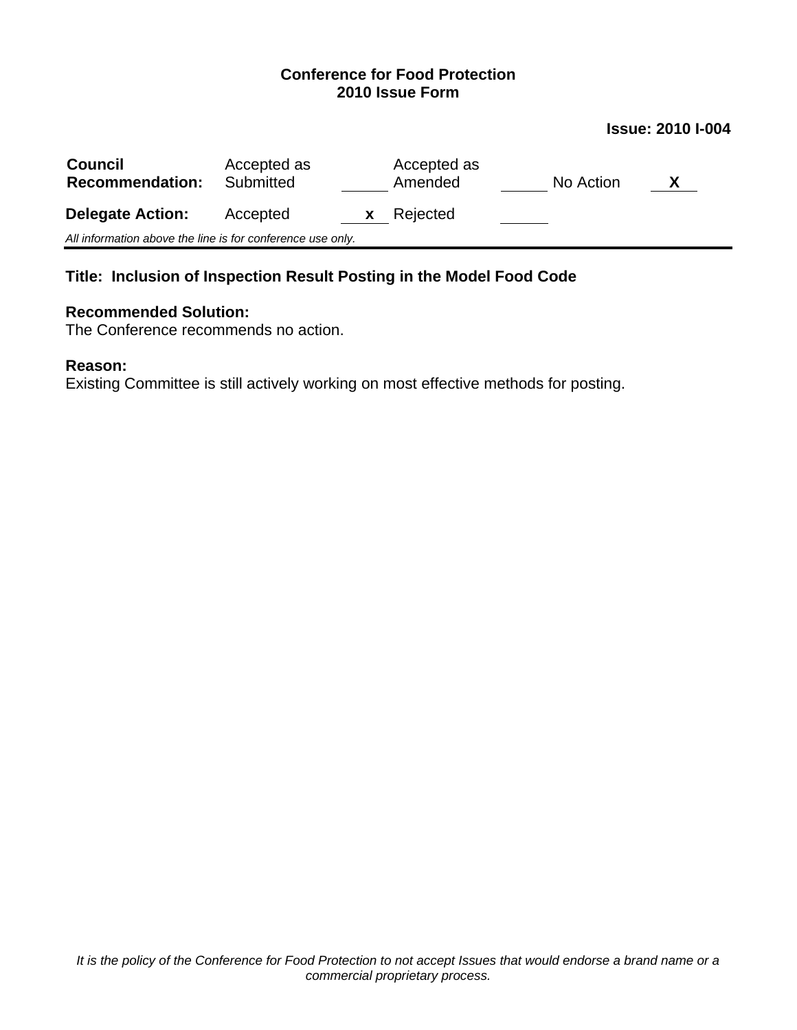**Conference for Food Protection**
**2010 Issue Form**

**Issue: 2010 I-004**

| | | | | | | |
|---|---|---|---|---|---|---|
| **Council Recommendation:** | Accepted as Submitted | ____ | Accepted as Amended | ____ | No Action | X |
| **Delegate Action:** | Accepted | x | Rejected | ____ | | |

*All information above the line is for conference use only.*

---

**Title: Inclusion of Inspection Result Posting in the Model Food Code**

**Recommended Solution:**
The Conference recommends no action.

**Reason:**
Existing Committee is still actively working on most effective methods for posting.

*It is the policy of the Conference for Food Protection to not accept Issues that would endorse a brand name or a commercial proprietary process.*